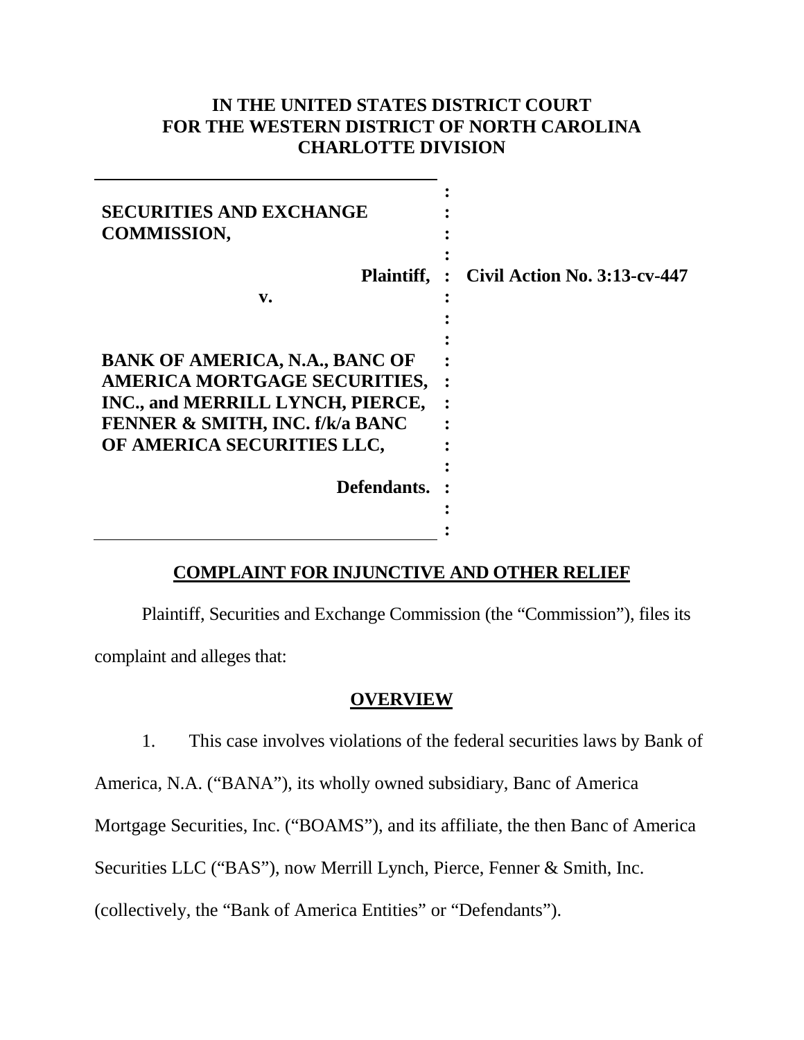**IN THE UNITED STATES DISTRICT COURT**
**FOR THE WESTERN DISTRICT OF NORTH CAROLINA**
**CHARLOTTE DIVISION**

| | |
|---|---|
| **SECURITIES AND EXCHANGE COMMISSION,** | |
| **Plaintiff,** | **Civil Action No. 3:13-cv-447** |
| **v.** | |
| **BANK OF AMERICA, N.A., BANC OF AMERICA MORTGAGE SECURITIES, INC., and MERRILL LYNCH, PIERCE, FENNER & SMITH, INC. f/k/a BANC OF AMERICA SECURITIES LLC,** | |
| **Defendants.** | |

## COMPLAINT FOR INJUNCTIVE AND OTHER RELIEF

Plaintiff, Securities and Exchange Commission (the "Commission"), files its complaint and alleges that:

## OVERVIEW

1. This case involves violations of the federal securities laws by Bank of America, N.A. ("BANA"), its wholly owned subsidiary, Banc of America Mortgage Securities, Inc. ("BOAMS"), and its affiliate, the then Banc of America Securities LLC ("BAS"), now Merrill Lynch, Pierce, Fenner & Smith, Inc. (collectively, the "Bank of America Entities" or "Defendants").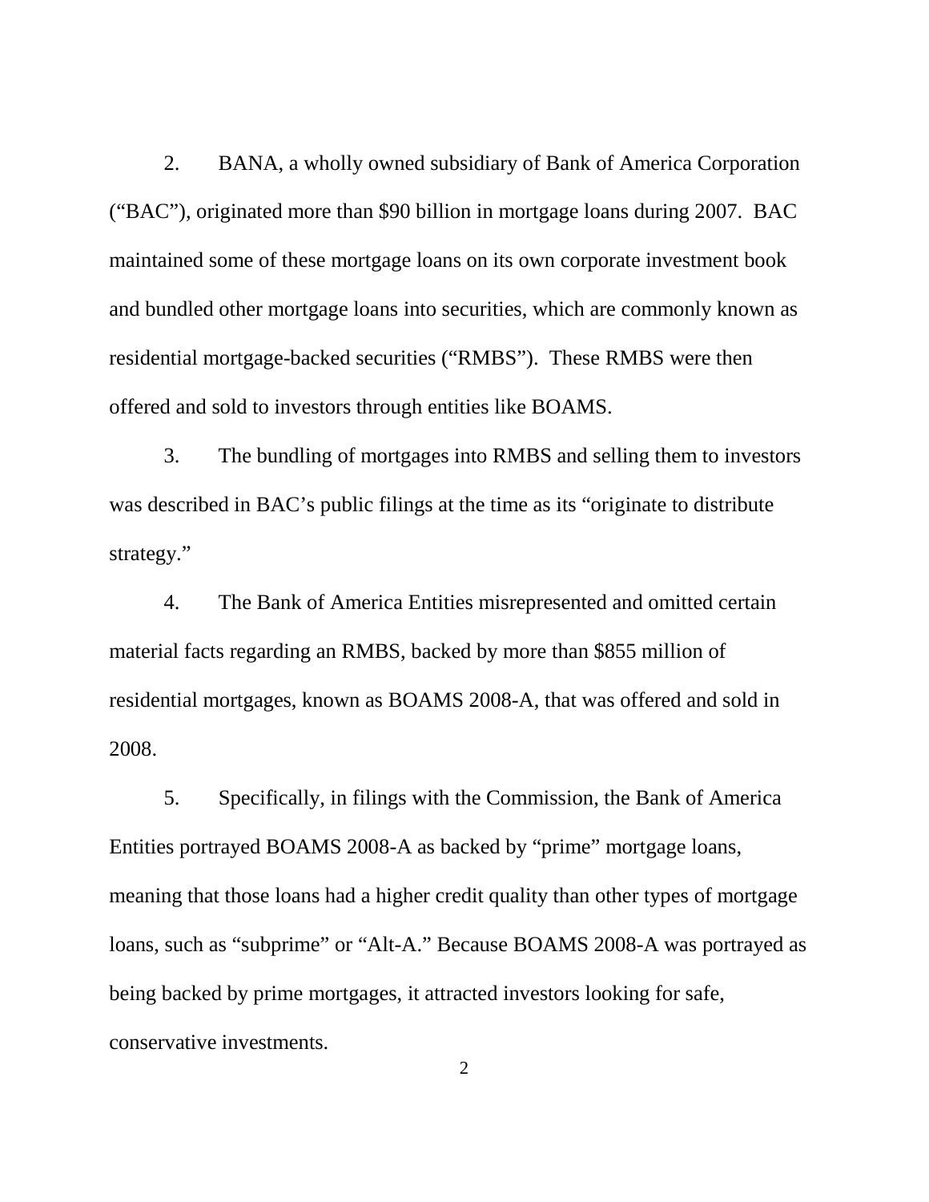2. BANA, a wholly owned subsidiary of Bank of America Corporation ("BAC"), originated more than $90 billion in mortgage loans during 2007. BAC maintained some of these mortgage loans on its own corporate investment book and bundled other mortgage loans into securities, which are commonly known as residential mortgage-backed securities ("RMBS"). These RMBS were then offered and sold to investors through entities like BOAMS.

3. The bundling of mortgages into RMBS and selling them to investors was described in BAC's public filings at the time as its "originate to distribute strategy."

4. The Bank of America Entities misrepresented and omitted certain material facts regarding an RMBS, backed by more than $855 million of residential mortgages, known as BOAMS 2008-A, that was offered and sold in 2008.

5. Specifically, in filings with the Commission, the Bank of America Entities portrayed BOAMS 2008-A as backed by "prime" mortgage loans, meaning that those loans had a higher credit quality than other types of mortgage loans, such as "subprime" or "Alt-A." Because BOAMS 2008-A was portrayed as being backed by prime mortgages, it attracted investors looking for safe, conservative investments.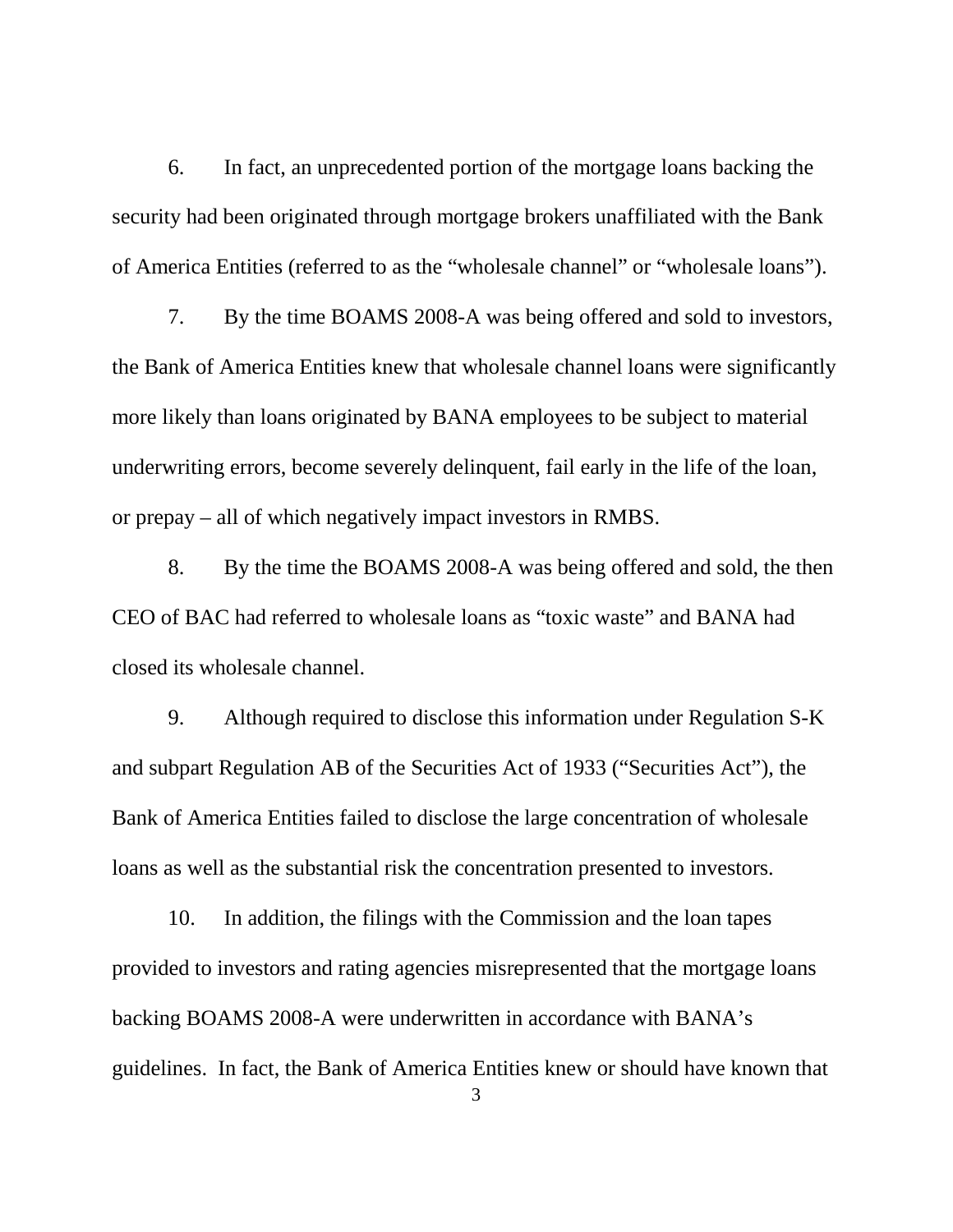6. In fact, an unprecedented portion of the mortgage loans backing the security had been originated through mortgage brokers unaffiliated with the Bank of America Entities (referred to as the "wholesale channel" or "wholesale loans").

7. By the time BOAMS 2008-A was being offered and sold to investors, the Bank of America Entities knew that wholesale channel loans were significantly more likely than loans originated by BANA employees to be subject to material underwriting errors, become severely delinquent, fail early in the life of the loan, or prepay – all of which negatively impact investors in RMBS.

8. By the time the BOAMS 2008-A was being offered and sold, the then CEO of BAC had referred to wholesale loans as "toxic waste" and BANA had closed its wholesale channel.

9. Although required to disclose this information under Regulation S-K and subpart Regulation AB of the Securities Act of 1933 ("Securities Act"), the Bank of America Entities failed to disclose the large concentration of wholesale loans as well as the substantial risk the concentration presented to investors.

10. In addition, the filings with the Commission and the loan tapes provided to investors and rating agencies misrepresented that the mortgage loans backing BOAMS 2008-A were underwritten in accordance with BANA's guidelines. In fact, the Bank of America Entities knew or should have known that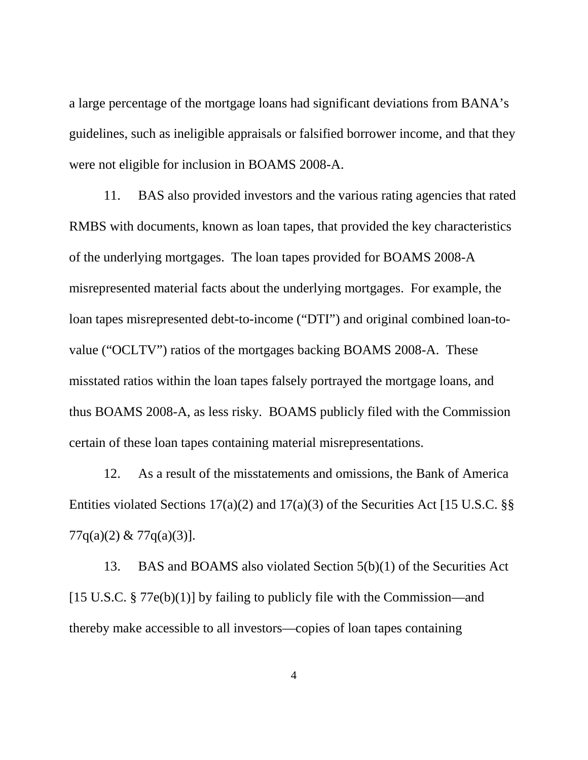a large percentage of the mortgage loans had significant deviations from BANA's guidelines, such as ineligible appraisals or falsified borrower income, and that they were not eligible for inclusion in BOAMS 2008-A.

11. BAS also provided investors and the various rating agencies that rated RMBS with documents, known as loan tapes, that provided the key characteristics of the underlying mortgages. The loan tapes provided for BOAMS 2008-A misrepresented material facts about the underlying mortgages. For example, the loan tapes misrepresented debt-to-income ("DTI") and original combined loan-to-value ("OCLTV") ratios of the mortgages backing BOAMS 2008-A. These misstated ratios within the loan tapes falsely portrayed the mortgage loans, and thus BOAMS 2008-A, as less risky. BOAMS publicly filed with the Commission certain of these loan tapes containing material misrepresentations.

12. As a result of the misstatements and omissions, the Bank of America Entities violated Sections 17(a)(2) and 17(a)(3) of the Securities Act [15 U.S.C. §§ 77q(a)(2) & 77q(a)(3)].

13. BAS and BOAMS also violated Section 5(b)(1) of the Securities Act [15 U.S.C. § 77e(b)(1)] by failing to publicly file with the Commission—and thereby make accessible to all investors—copies of loan tapes containing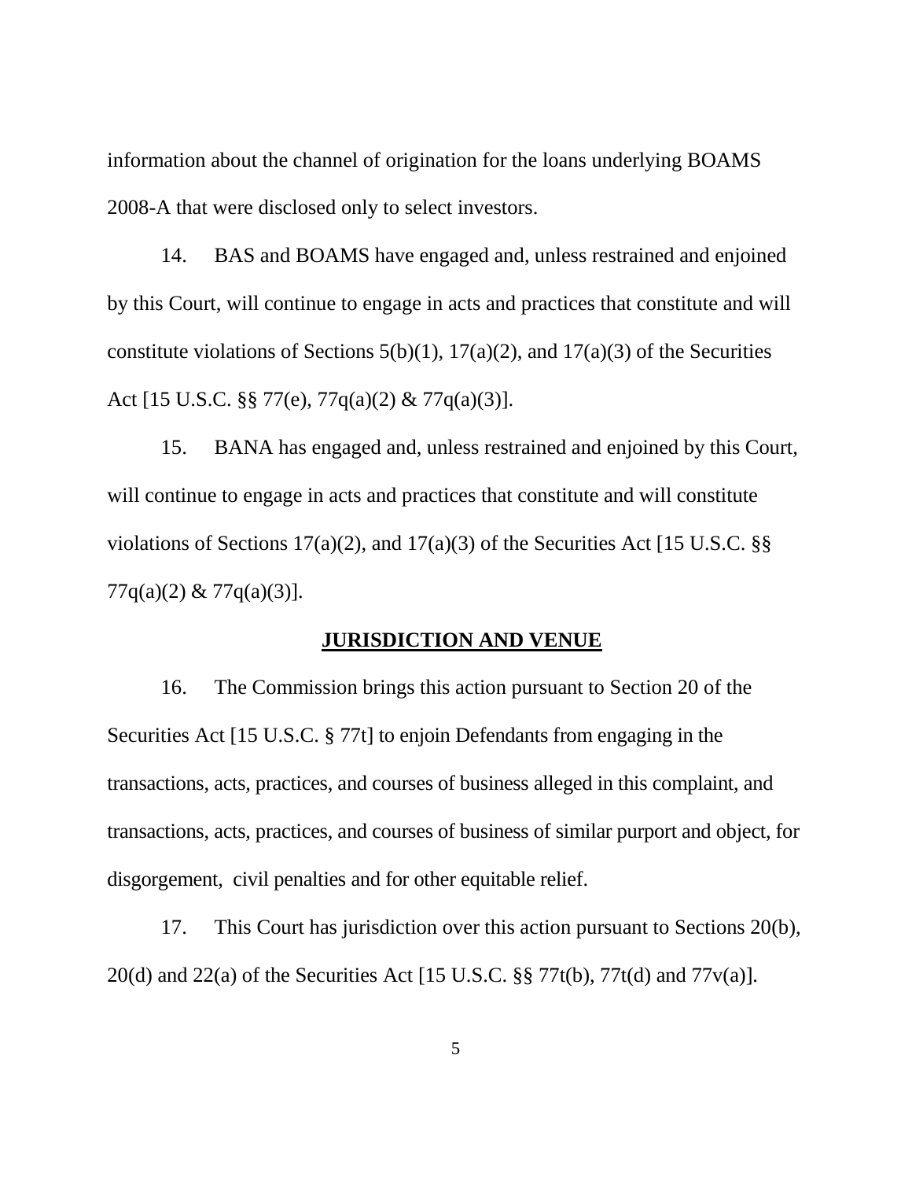information about the channel of origination for the loans underlying BOAMS 2008-A that were disclosed only to select investors.

14. BAS and BOAMS have engaged and, unless restrained and enjoined by this Court, will continue to engage in acts and practices that constitute and will constitute violations of Sections 5(b)(1), 17(a)(2), and 17(a)(3) of the Securities Act [15 U.S.C. §§ 77(e), 77q(a)(2) & 77q(a)(3)].

15. BANA has engaged and, unless restrained and enjoined by this Court, will continue to engage in acts and practices that constitute and will constitute violations of Sections 17(a)(2), and 17(a)(3) of the Securities Act [15 U.S.C. §§ 77q(a)(2) & 77q(a)(3)].

## JURISDICTION AND VENUE

16. The Commission brings this action pursuant to Section 20 of the Securities Act [15 U.S.C. § 77t] to enjoin Defendants from engaging in the transactions, acts, practices, and courses of business alleged in this complaint, and transactions, acts, practices, and courses of business of similar purport and object, for disgorgement, civil penalties and for other equitable relief.

17. This Court has jurisdiction over this action pursuant to Sections 20(b), 20(d) and 22(a) of the Securities Act [15 U.S.C. §§ 77t(b), 77t(d) and 77v(a)].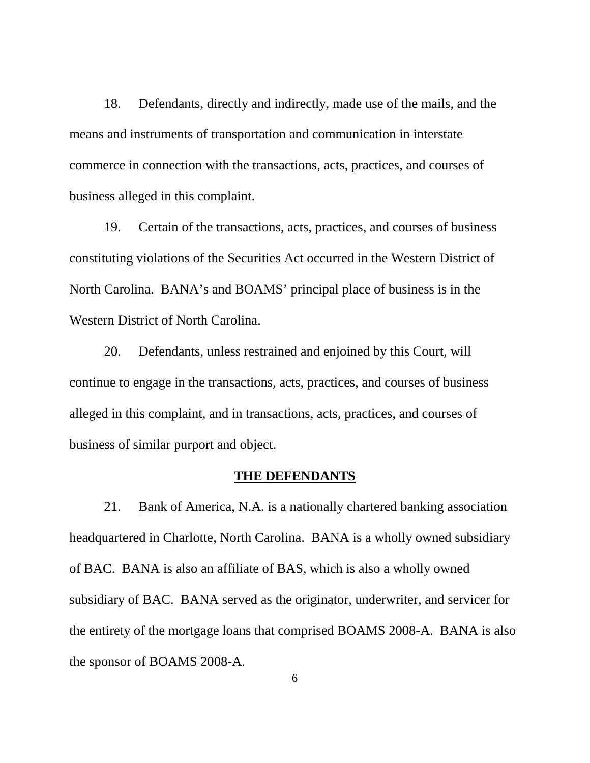18. Defendants, directly and indirectly, made use of the mails, and the means and instruments of transportation and communication in interstate commerce in connection with the transactions, acts, practices, and courses of business alleged in this complaint.

19. Certain of the transactions, acts, practices, and courses of business constituting violations of the Securities Act occurred in the Western District of North Carolina. BANA's and BOAMS' principal place of business is in the Western District of North Carolina.

20. Defendants, unless restrained and enjoined by this Court, will continue to engage in the transactions, acts, practices, and courses of business alleged in this complaint, and in transactions, acts, practices, and courses of business of similar purport and object.

## THE DEFENDANTS

21. Bank of America, N.A. is a nationally chartered banking association headquartered in Charlotte, North Carolina. BANA is a wholly owned subsidiary of BAC. BANA is also an affiliate of BAS, which is also a wholly owned subsidiary of BAC. BANA served as the originator, underwriter, and servicer for the entirety of the mortgage loans that comprised BOAMS 2008-A. BANA is also the sponsor of BOAMS 2008-A.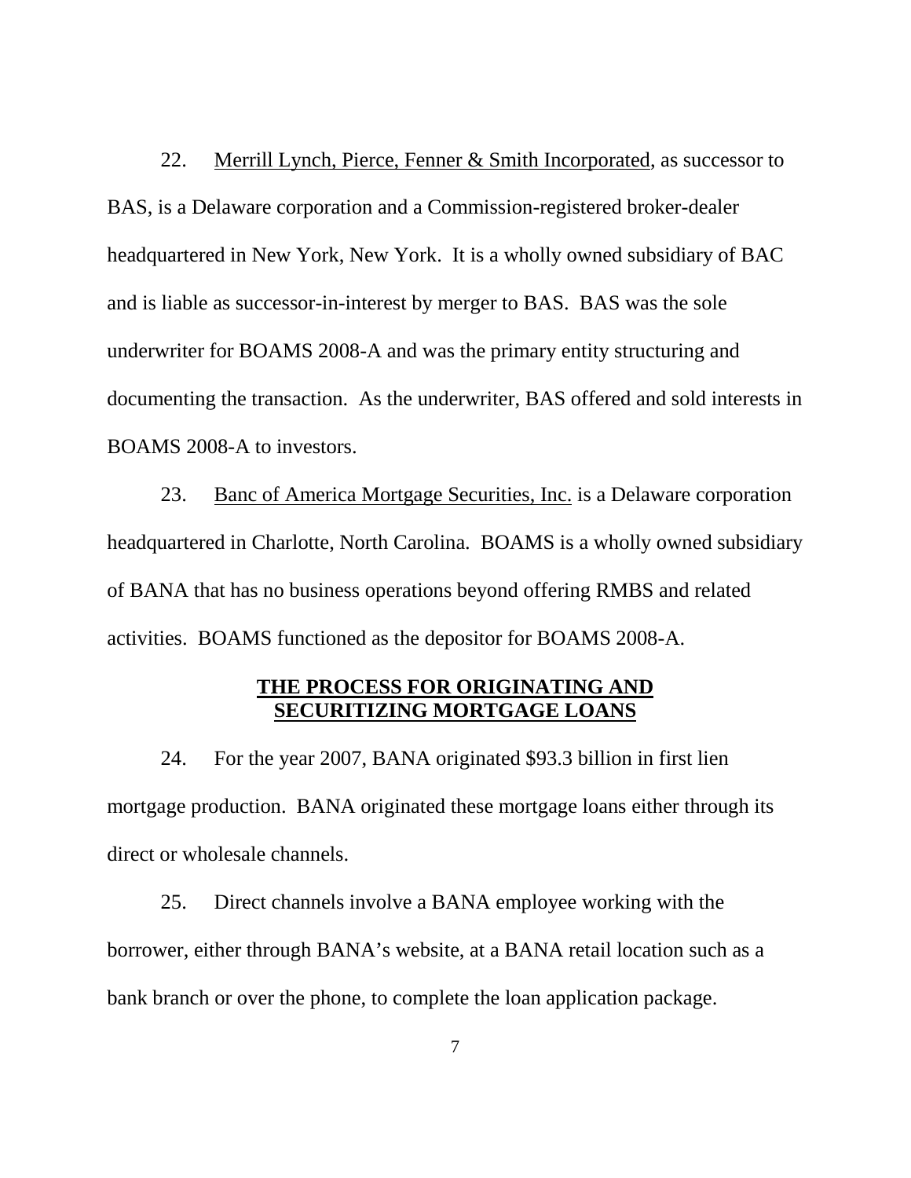22. Merrill Lynch, Pierce, Fenner & Smith Incorporated, as successor to BAS, is a Delaware corporation and a Commission-registered broker-dealer headquartered in New York, New York. It is a wholly owned subsidiary of BAC and is liable as successor-in-interest by merger to BAS. BAS was the sole underwriter for BOAMS 2008-A and was the primary entity structuring and documenting the transaction. As the underwriter, BAS offered and sold interests in BOAMS 2008-A to investors.

23. Banc of America Mortgage Securities, Inc. is a Delaware corporation headquartered in Charlotte, North Carolina. BOAMS is a wholly owned subsidiary of BANA that has no business operations beyond offering RMBS and related activities. BOAMS functioned as the depositor for BOAMS 2008-A.

## THE PROCESS FOR ORIGINATING AND SECURITIZING MORTGAGE LOANS

24. For the year 2007, BANA originated $93.3 billion in first lien mortgage production. BANA originated these mortgage loans either through its direct or wholesale channels.

25. Direct channels involve a BANA employee working with the borrower, either through BANA's website, at a BANA retail location such as a bank branch or over the phone, to complete the loan application package.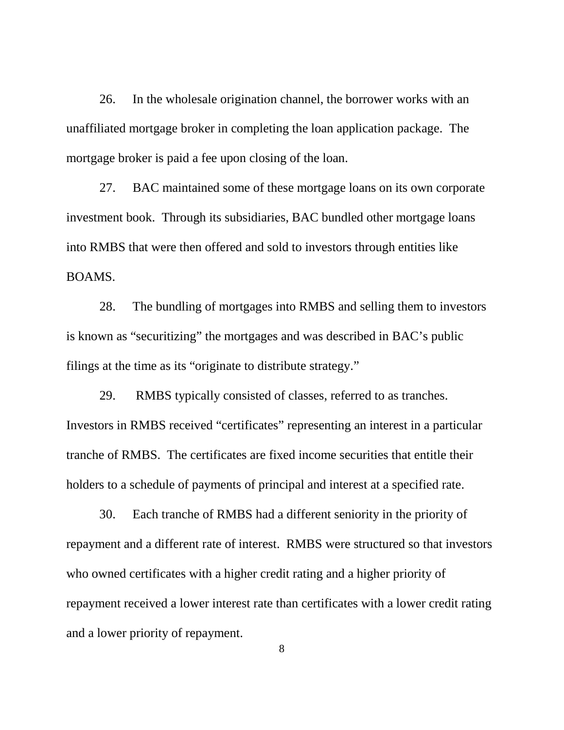26. In the wholesale origination channel, the borrower works with an unaffiliated mortgage broker in completing the loan application package. The mortgage broker is paid a fee upon closing of the loan.

27. BAC maintained some of these mortgage loans on its own corporate investment book. Through its subsidiaries, BAC bundled other mortgage loans into RMBS that were then offered and sold to investors through entities like BOAMS.

28. The bundling of mortgages into RMBS and selling them to investors is known as "securitizing" the mortgages and was described in BAC's public filings at the time as its "originate to distribute strategy."

29. RMBS typically consisted of classes, referred to as tranches. Investors in RMBS received "certificates" representing an interest in a particular tranche of RMBS. The certificates are fixed income securities that entitle their holders to a schedule of payments of principal and interest at a specified rate.

30. Each tranche of RMBS had a different seniority in the priority of repayment and a different rate of interest. RMBS were structured so that investors who owned certificates with a higher credit rating and a higher priority of repayment received a lower interest rate than certificates with a lower credit rating and a lower priority of repayment.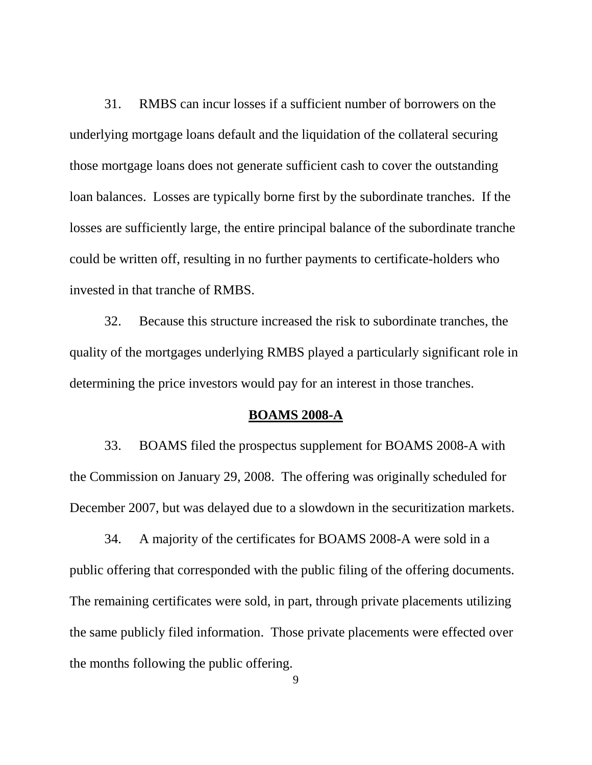31. RMBS can incur losses if a sufficient number of borrowers on the underlying mortgage loans default and the liquidation of the collateral securing those mortgage loans does not generate sufficient cash to cover the outstanding loan balances. Losses are typically borne first by the subordinate tranches. If the losses are sufficiently large, the entire principal balance of the subordinate tranche could be written off, resulting in no further payments to certificate-holders who invested in that tranche of RMBS.

32. Because this structure increased the risk to subordinate tranches, the quality of the mortgages underlying RMBS played a particularly significant role in determining the price investors would pay for an interest in those tranches.

**BOAMS 2008-A**

33. BOAMS filed the prospectus supplement for BOAMS 2008-A with the Commission on January 29, 2008. The offering was originally scheduled for December 2007, but was delayed due to a slowdown in the securitization markets.

34. A majority of the certificates for BOAMS 2008-A were sold in a public offering that corresponded with the public filing of the offering documents. The remaining certificates were sold, in part, through private placements utilizing the same publicly filed information. Those private placements were effected over the months following the public offering.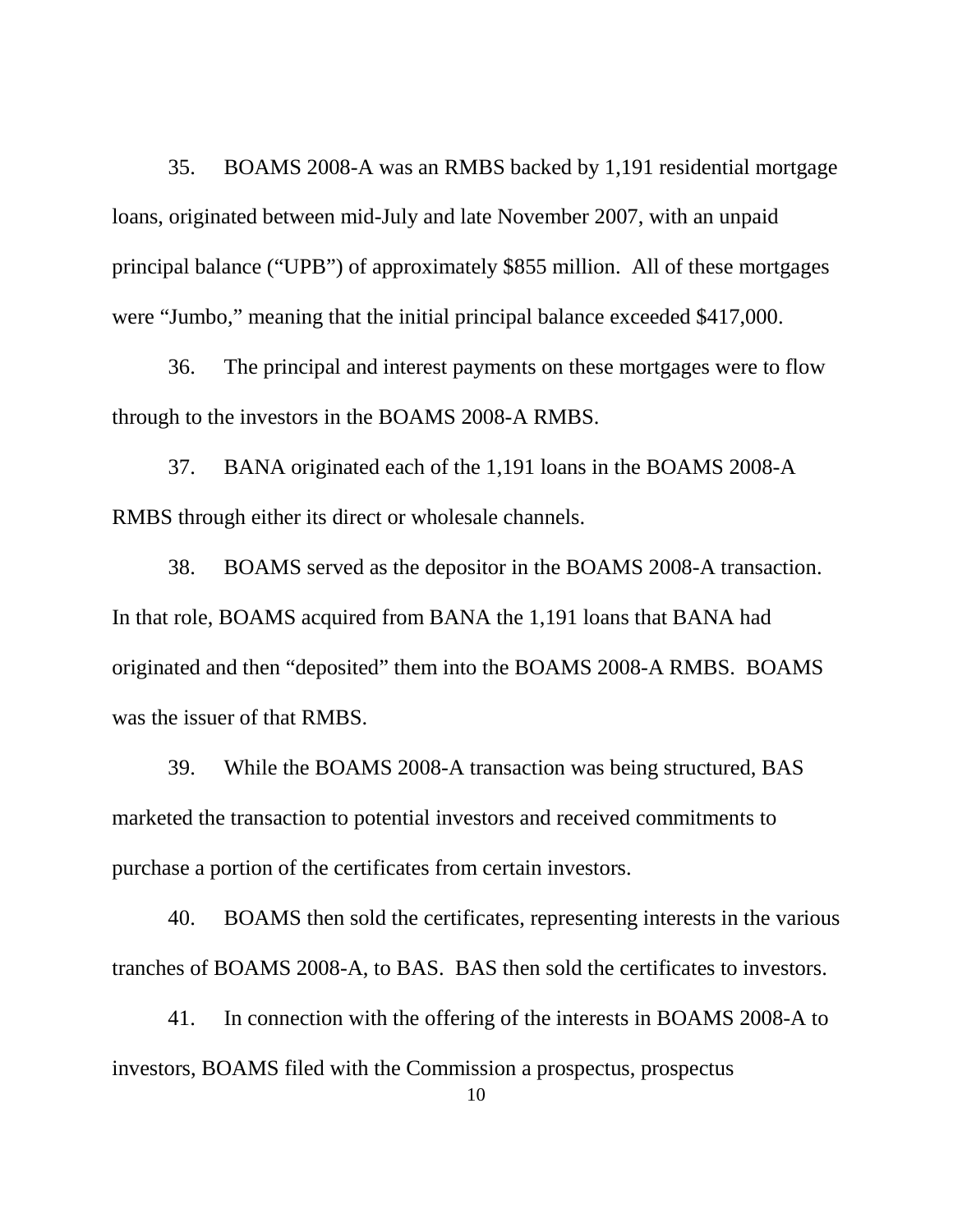35. BOAMS 2008-A was an RMBS backed by 1,191 residential mortgage loans, originated between mid-July and late November 2007, with an unpaid principal balance ("UPB") of approximately $855 million. All of these mortgages were "Jumbo," meaning that the initial principal balance exceeded $417,000.

36. The principal and interest payments on these mortgages were to flow through to the investors in the BOAMS 2008-A RMBS.

37. BANA originated each of the 1,191 loans in the BOAMS 2008-A RMBS through either its direct or wholesale channels.

38. BOAMS served as the depositor in the BOAMS 2008-A transaction. In that role, BOAMS acquired from BANA the 1,191 loans that BANA had originated and then "deposited" them into the BOAMS 2008-A RMBS. BOAMS was the issuer of that RMBS.

39. While the BOAMS 2008-A transaction was being structured, BAS marketed the transaction to potential investors and received commitments to purchase a portion of the certificates from certain investors.

40. BOAMS then sold the certificates, representing interests in the various tranches of BOAMS 2008-A, to BAS. BAS then sold the certificates to investors.

41. In connection with the offering of the interests in BOAMS 2008-A to investors, BOAMS filed with the Commission a prospectus, prospectus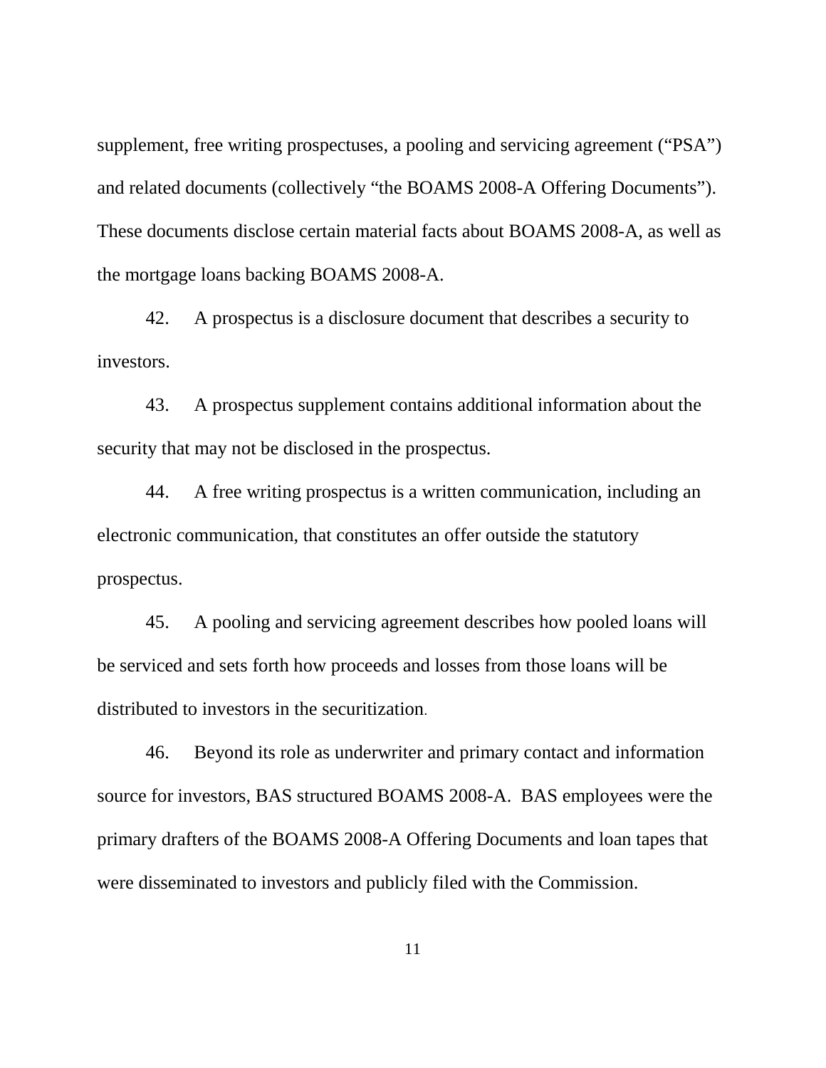supplement, free writing prospectuses, a pooling and servicing agreement ("PSA") and related documents (collectively "the BOAMS 2008-A Offering Documents"). These documents disclose certain material facts about BOAMS 2008-A, as well as the mortgage loans backing BOAMS 2008-A.

42. A prospectus is a disclosure document that describes a security to investors.

43. A prospectus supplement contains additional information about the security that may not be disclosed in the prospectus.

44. A free writing prospectus is a written communication, including an electronic communication, that constitutes an offer outside the statutory prospectus.

45. A pooling and servicing agreement describes how pooled loans will be serviced and sets forth how proceeds and losses from those loans will be distributed to investors in the securitization.

46. Beyond its role as underwriter and primary contact and information source for investors, BAS structured BOAMS 2008-A. BAS employees were the primary drafters of the BOAMS 2008-A Offering Documents and loan tapes that were disseminated to investors and publicly filed with the Commission.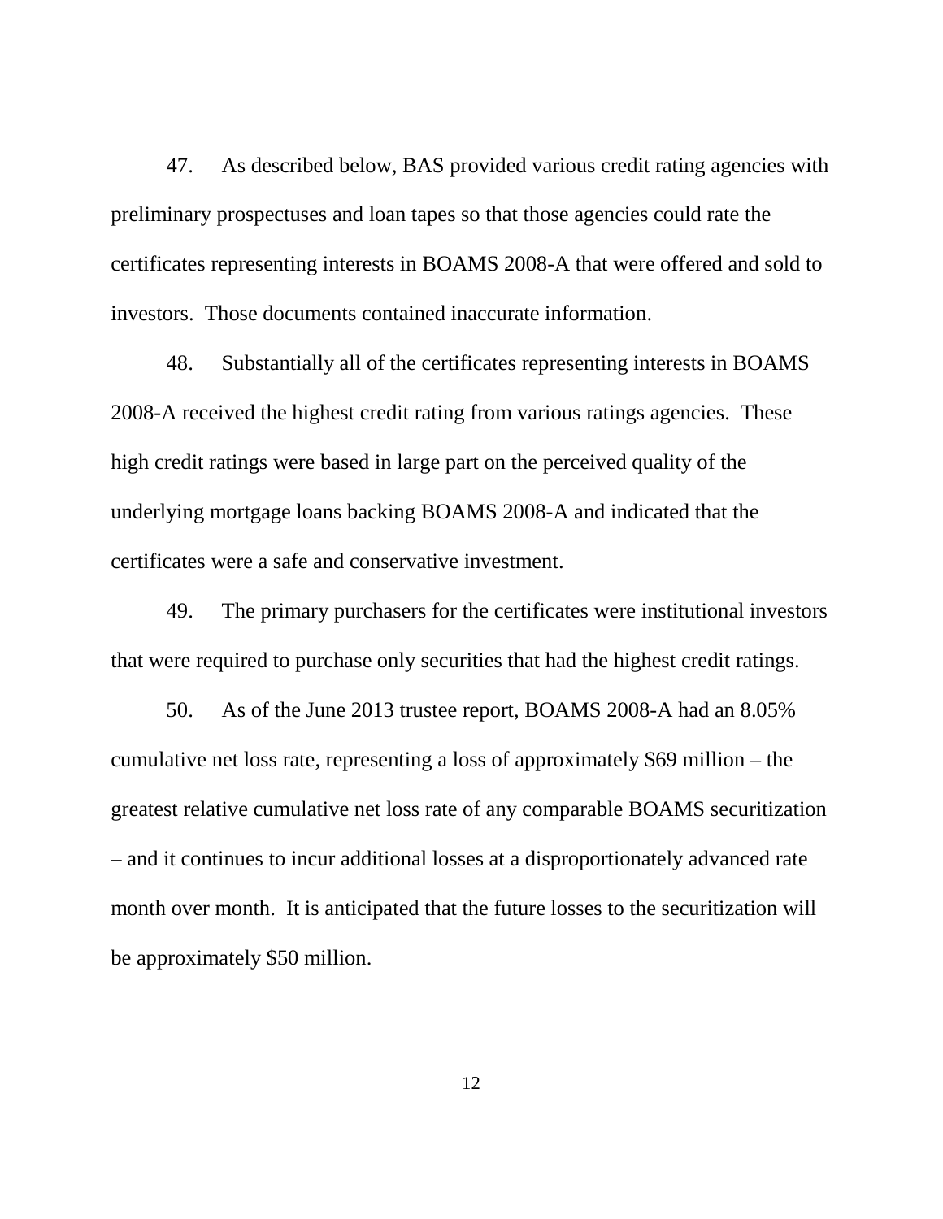47. As described below, BAS provided various credit rating agencies with preliminary prospectuses and loan tapes so that those agencies could rate the certificates representing interests in BOAMS 2008-A that were offered and sold to investors. Those documents contained inaccurate information.

48. Substantially all of the certificates representing interests in BOAMS 2008-A received the highest credit rating from various ratings agencies. These high credit ratings were based in large part on the perceived quality of the underlying mortgage loans backing BOAMS 2008-A and indicated that the certificates were a safe and conservative investment.

49. The primary purchasers for the certificates were institutional investors that were required to purchase only securities that had the highest credit ratings.

50. As of the June 2013 trustee report, BOAMS 2008-A had an 8.05% cumulative net loss rate, representing a loss of approximately $69 million – the greatest relative cumulative net loss rate of any comparable BOAMS securitization – and it continues to incur additional losses at a disproportionately advanced rate month over month. It is anticipated that the future losses to the securitization will be approximately $50 million.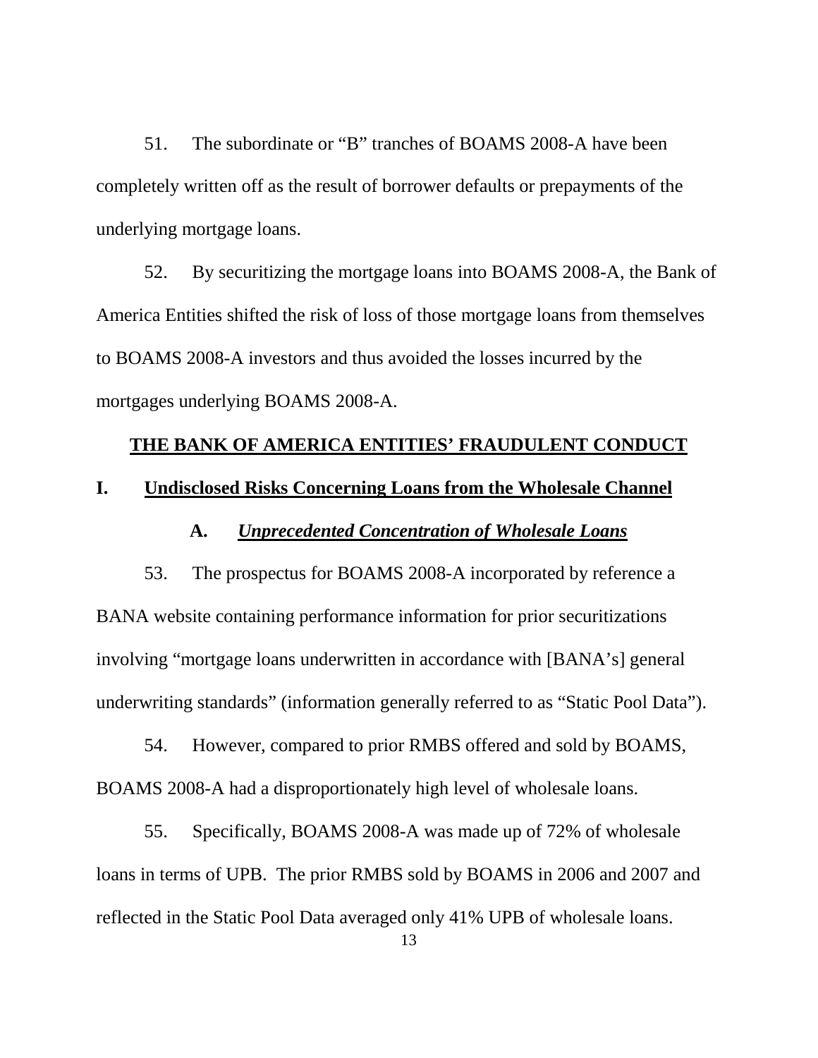51. The subordinate or "B" tranches of BOAMS 2008-A have been completely written off as the result of borrower defaults or prepayments of the underlying mortgage loans.

52. By securitizing the mortgage loans into BOAMS 2008-A, the Bank of America Entities shifted the risk of loss of those mortgage loans from themselves to BOAMS 2008-A investors and thus avoided the losses incurred by the mortgages underlying BOAMS 2008-A.

## THE BANK OF AMERICA ENTITIES' FRAUDULENT CONDUCT

### I. Undisclosed Risks Concerning Loans from the Wholesale Channel

#### A. *Unprecedented Concentration of Wholesale Loans*

53. The prospectus for BOAMS 2008-A incorporated by reference a BANA website containing performance information for prior securitizations involving "mortgage loans underwritten in accordance with [BANA's] general underwriting standards" (information generally referred to as "Static Pool Data").

54. However, compared to prior RMBS offered and sold by BOAMS, BOAMS 2008-A had a disproportionately high level of wholesale loans.

55. Specifically, BOAMS 2008-A was made up of 72% of wholesale loans in terms of UPB. The prior RMBS sold by BOAMS in 2006 and 2007 and reflected in the Static Pool Data averaged only 41% UPB of wholesale loans.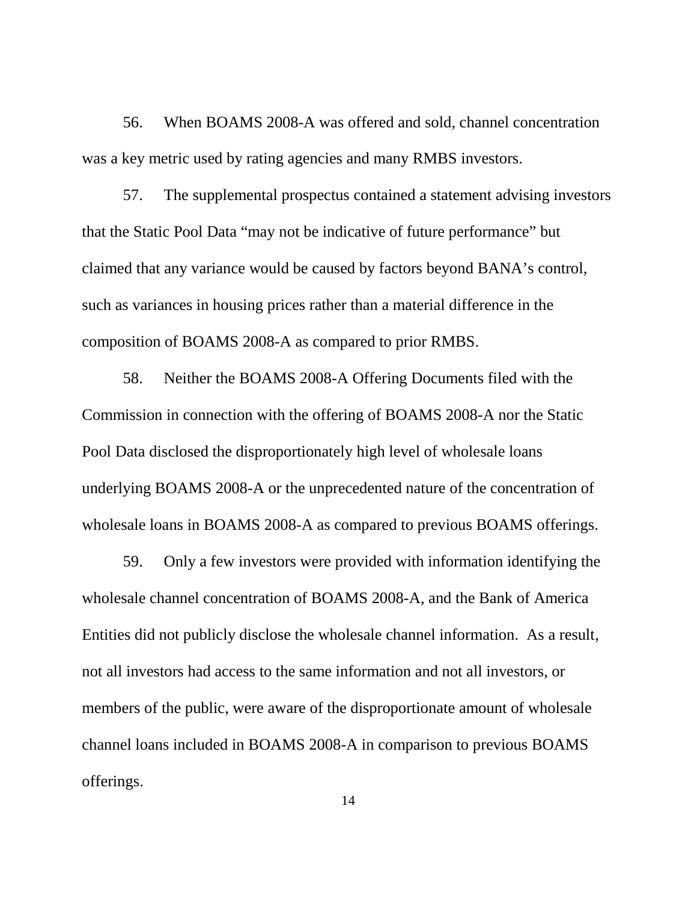56. When BOAMS 2008-A was offered and sold, channel concentration was a key metric used by rating agencies and many RMBS investors.

57. The supplemental prospectus contained a statement advising investors that the Static Pool Data "may not be indicative of future performance" but claimed that any variance would be caused by factors beyond BANA's control, such as variances in housing prices rather than a material difference in the composition of BOAMS 2008-A as compared to prior RMBS.

58. Neither the BOAMS 2008-A Offering Documents filed with the Commission in connection with the offering of BOAMS 2008-A nor the Static Pool Data disclosed the disproportionately high level of wholesale loans underlying BOAMS 2008-A or the unprecedented nature of the concentration of wholesale loans in BOAMS 2008-A as compared to previous BOAMS offerings.

59. Only a few investors were provided with information identifying the wholesale channel concentration of BOAMS 2008-A, and the Bank of America Entities did not publicly disclose the wholesale channel information. As a result, not all investors had access to the same information and not all investors, or members of the public, were aware of the disproportionate amount of wholesale channel loans included in BOAMS 2008-A in comparison to previous BOAMS offerings.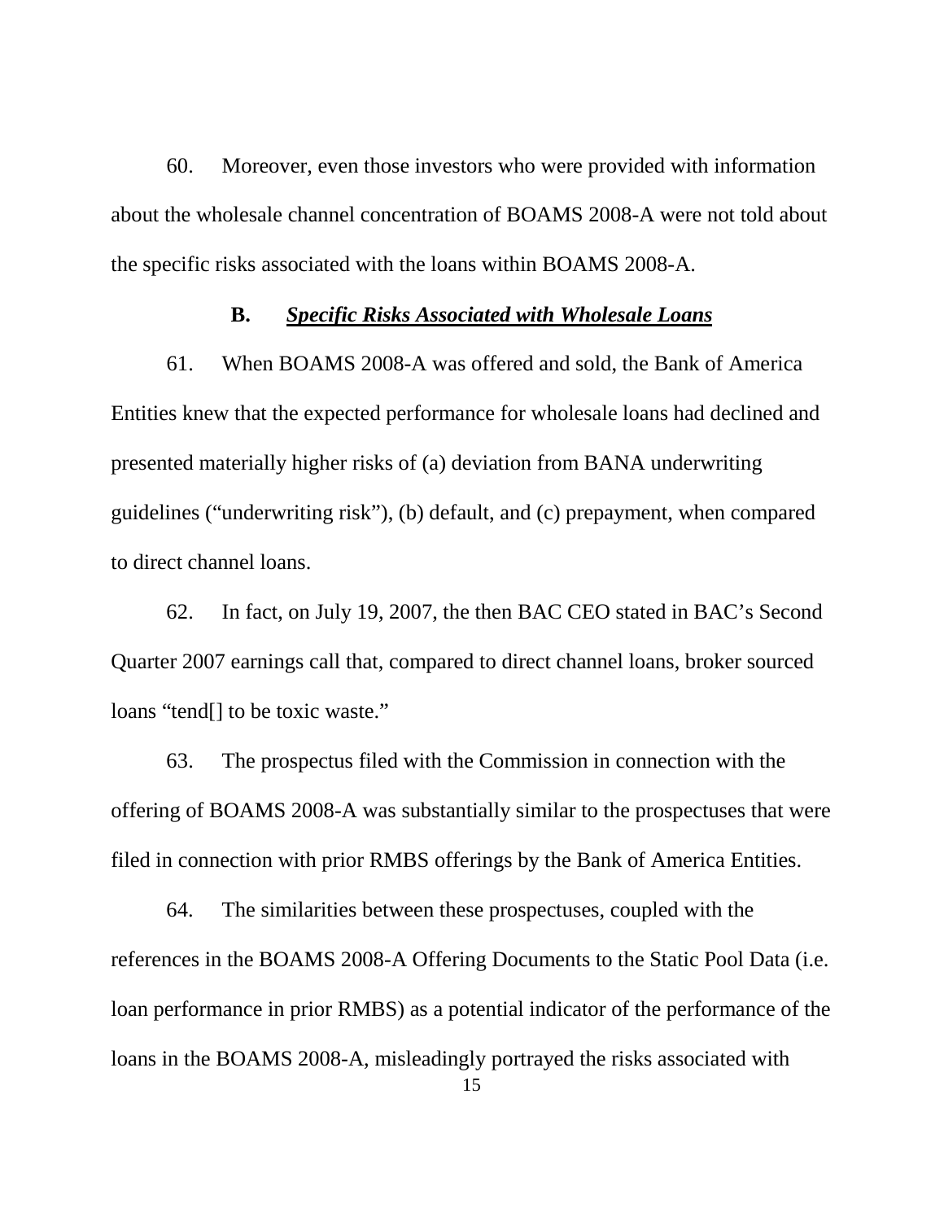60. Moreover, even those investors who were provided with information about the wholesale channel concentration of BOAMS 2008-A were not told about the specific risks associated with the loans within BOAMS 2008-A.

### B. ***Specific Risks Associated with Wholesale Loans***

61. When BOAMS 2008-A was offered and sold, the Bank of America Entities knew that the expected performance for wholesale loans had declined and presented materially higher risks of (a) deviation from BANA underwriting guidelines ("underwriting risk"), (b) default, and (c) prepayment, when compared to direct channel loans.

62. In fact, on July 19, 2007, the then BAC CEO stated in BAC's Second Quarter 2007 earnings call that, compared to direct channel loans, broker sourced loans "tend[] to be toxic waste."

63. The prospectus filed with the Commission in connection with the offering of BOAMS 2008-A was substantially similar to the prospectuses that were filed in connection with prior RMBS offerings by the Bank of America Entities.

64. The similarities between these prospectuses, coupled with the references in the BOAMS 2008-A Offering Documents to the Static Pool Data (i.e. loan performance in prior RMBS) as a potential indicator of the performance of the loans in the BOAMS 2008-A, misleadingly portrayed the risks associated with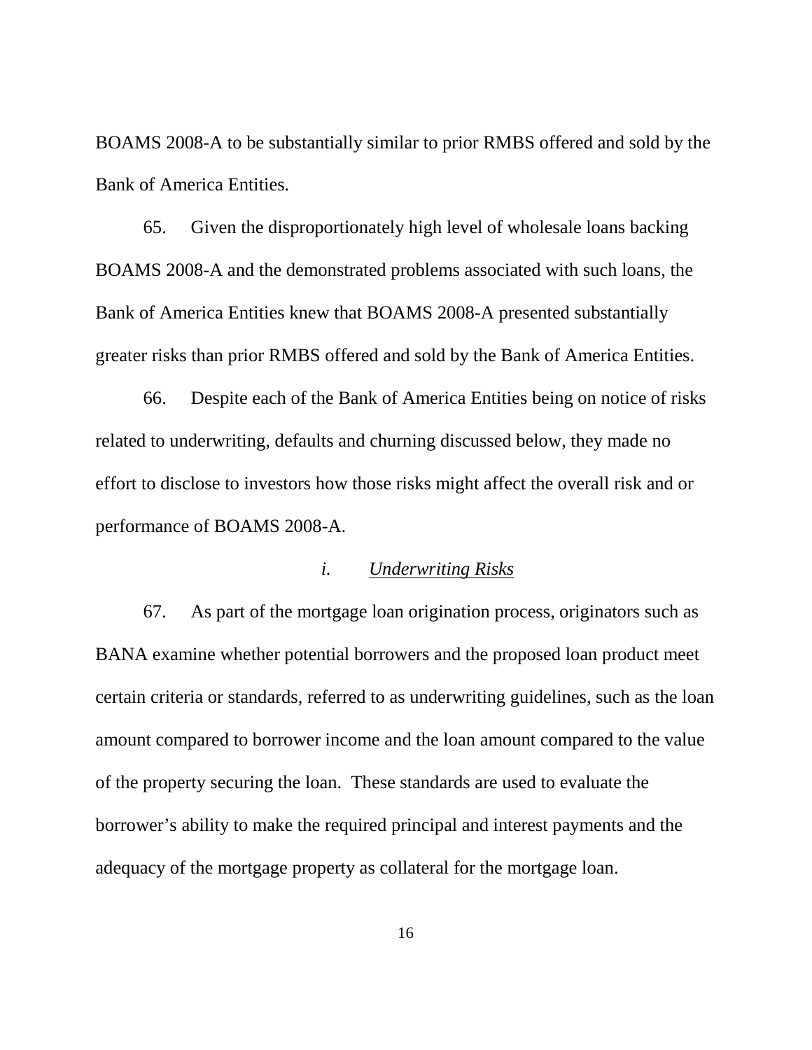BOAMS 2008-A to be substantially similar to prior RMBS offered and sold by the Bank of America Entities.

65. Given the disproportionately high level of wholesale loans backing BOAMS 2008-A and the demonstrated problems associated with such loans, the Bank of America Entities knew that BOAMS 2008-A presented substantially greater risks than prior RMBS offered and sold by the Bank of America Entities.

66. Despite each of the Bank of America Entities being on notice of risks related to underwriting, defaults and churning discussed below, they made no effort to disclose to investors how those risks might affect the overall risk and or performance of BOAMS 2008-A.

*i.* *Underwriting Risks*

67. As part of the mortgage loan origination process, originators such as BANA examine whether potential borrowers and the proposed loan product meet certain criteria or standards, referred to as underwriting guidelines, such as the loan amount compared to borrower income and the loan amount compared to the value of the property securing the loan. These standards are used to evaluate the borrower's ability to make the required principal and interest payments and the adequacy of the mortgage property as collateral for the mortgage loan.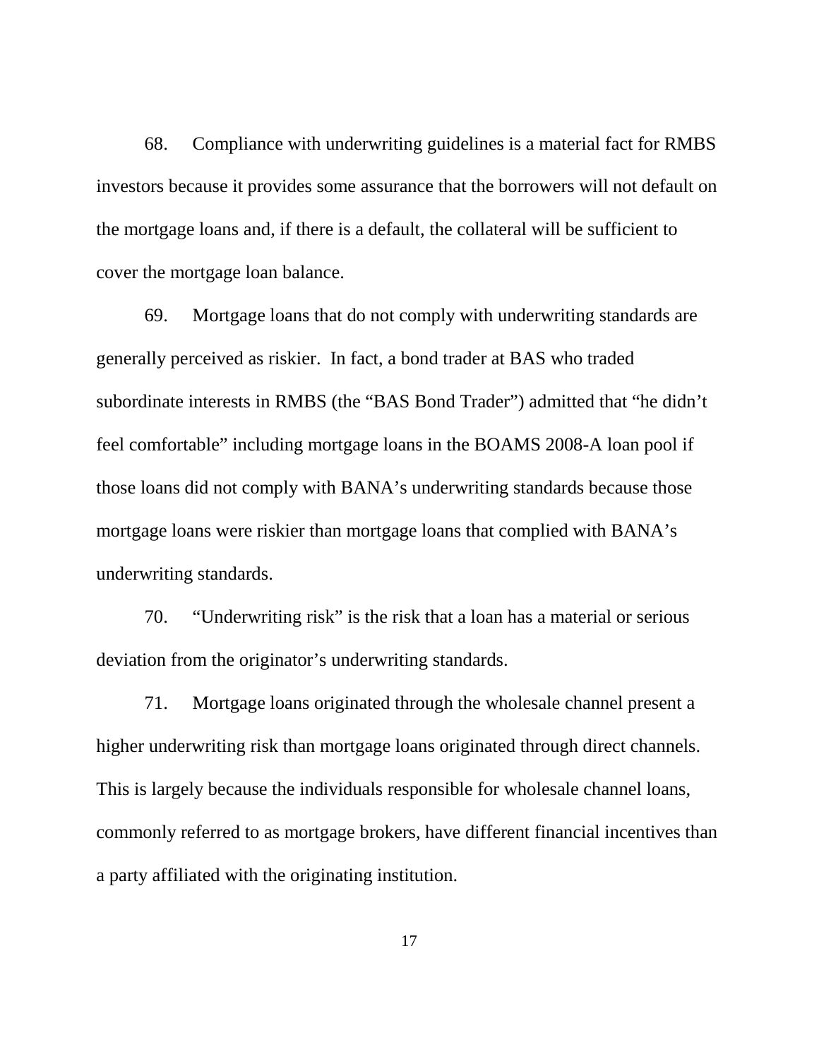68. Compliance with underwriting guidelines is a material fact for RMBS investors because it provides some assurance that the borrowers will not default on the mortgage loans and, if there is a default, the collateral will be sufficient to cover the mortgage loan balance.

69. Mortgage loans that do not comply with underwriting standards are generally perceived as riskier. In fact, a bond trader at BAS who traded subordinate interests in RMBS (the "BAS Bond Trader") admitted that "he didn't feel comfortable" including mortgage loans in the BOAMS 2008-A loan pool if those loans did not comply with BANA's underwriting standards because those mortgage loans were riskier than mortgage loans that complied with BANA's underwriting standards.

70. "Underwriting risk" is the risk that a loan has a material or serious deviation from the originator's underwriting standards.

71. Mortgage loans originated through the wholesale channel present a higher underwriting risk than mortgage loans originated through direct channels. This is largely because the individuals responsible for wholesale channel loans, commonly referred to as mortgage brokers, have different financial incentives than a party affiliated with the originating institution.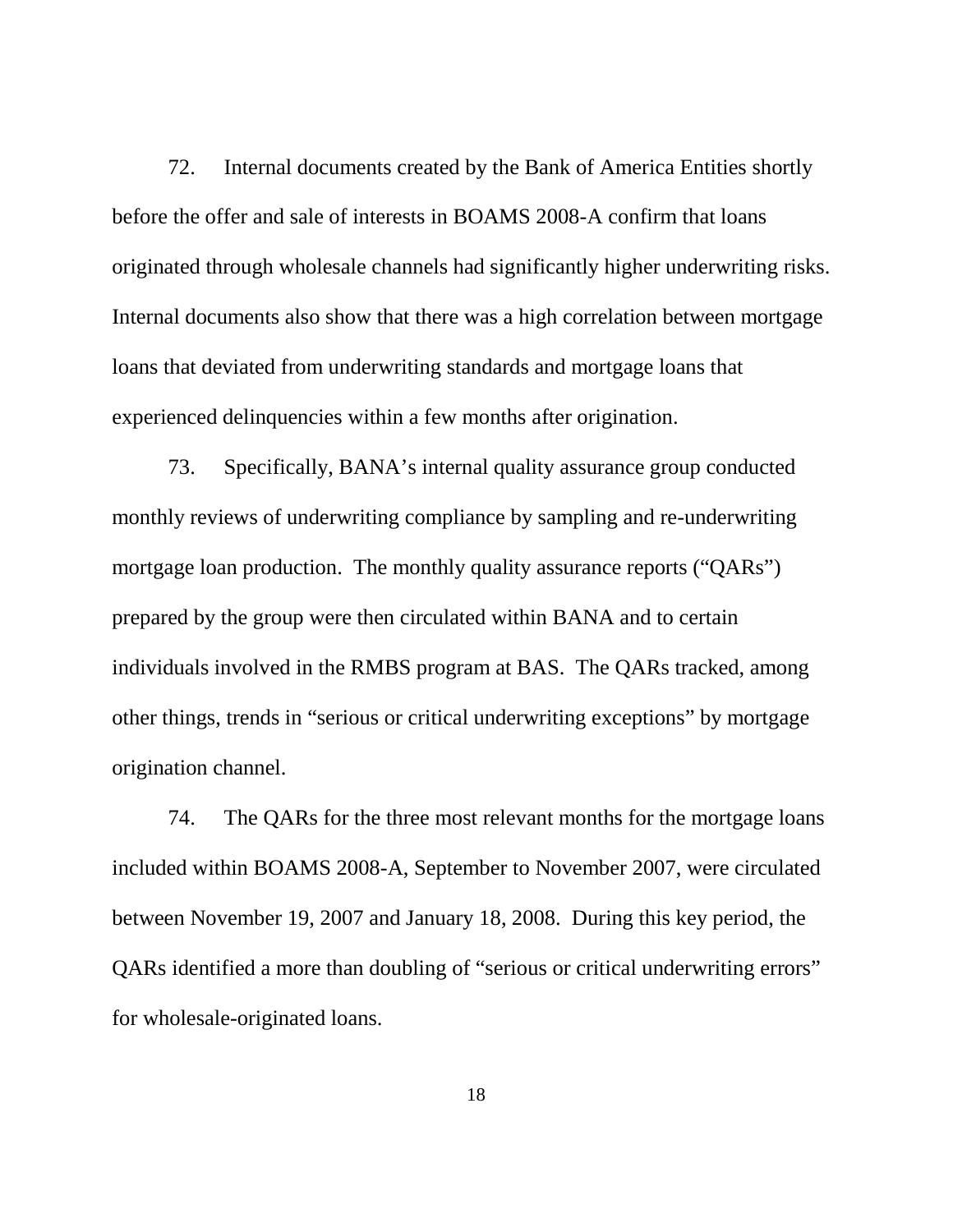72. Internal documents created by the Bank of America Entities shortly before the offer and sale of interests in BOAMS 2008-A confirm that loans originated through wholesale channels had significantly higher underwriting risks. Internal documents also show that there was a high correlation between mortgage loans that deviated from underwriting standards and mortgage loans that experienced delinquencies within a few months after origination.

73. Specifically, BANA's internal quality assurance group conducted monthly reviews of underwriting compliance by sampling and re-underwriting mortgage loan production. The monthly quality assurance reports ("QARs") prepared by the group were then circulated within BANA and to certain individuals involved in the RMBS program at BAS. The QARs tracked, among other things, trends in "serious or critical underwriting exceptions" by mortgage origination channel.

74. The QARs for the three most relevant months for the mortgage loans included within BOAMS 2008-A, September to November 2007, were circulated between November 19, 2007 and January 18, 2008. During this key period, the QARs identified a more than doubling of "serious or critical underwriting errors" for wholesale-originated loans.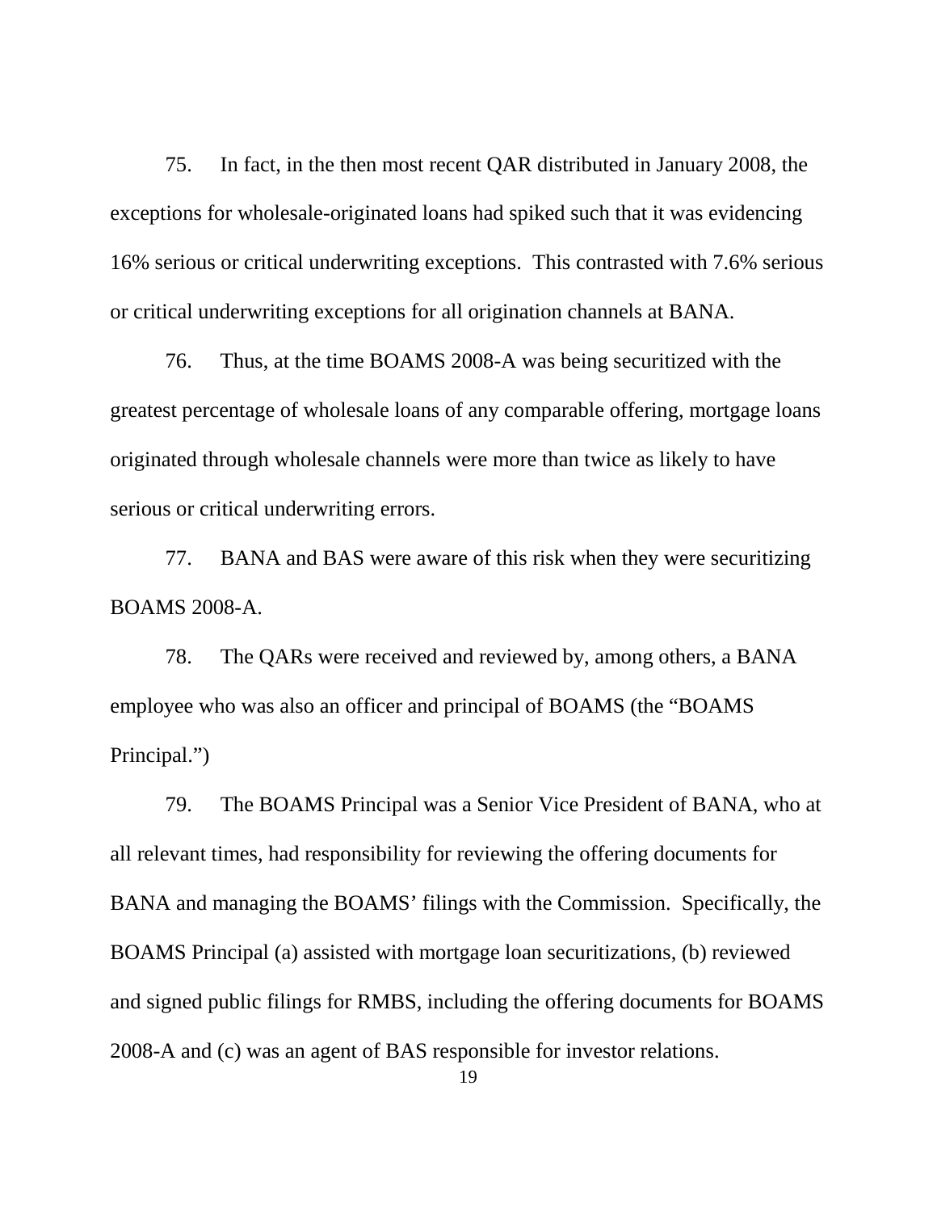75. In fact, in the then most recent QAR distributed in January 2008, the exceptions for wholesale-originated loans had spiked such that it was evidencing 16% serious or critical underwriting exceptions. This contrasted with 7.6% serious or critical underwriting exceptions for all origination channels at BANA.

76. Thus, at the time BOAMS 2008-A was being securitized with the greatest percentage of wholesale loans of any comparable offering, mortgage loans originated through wholesale channels were more than twice as likely to have serious or critical underwriting errors.

77. BANA and BAS were aware of this risk when they were securitizing BOAMS 2008-A.

78. The QARs were received and reviewed by, among others, a BANA employee who was also an officer and principal of BOAMS (the "BOAMS Principal.")

79. The BOAMS Principal was a Senior Vice President of BANA, who at all relevant times, had responsibility for reviewing the offering documents for BANA and managing the BOAMS' filings with the Commission. Specifically, the BOAMS Principal (a) assisted with mortgage loan securitizations, (b) reviewed and signed public filings for RMBS, including the offering documents for BOAMS 2008-A and (c) was an agent of BAS responsible for investor relations.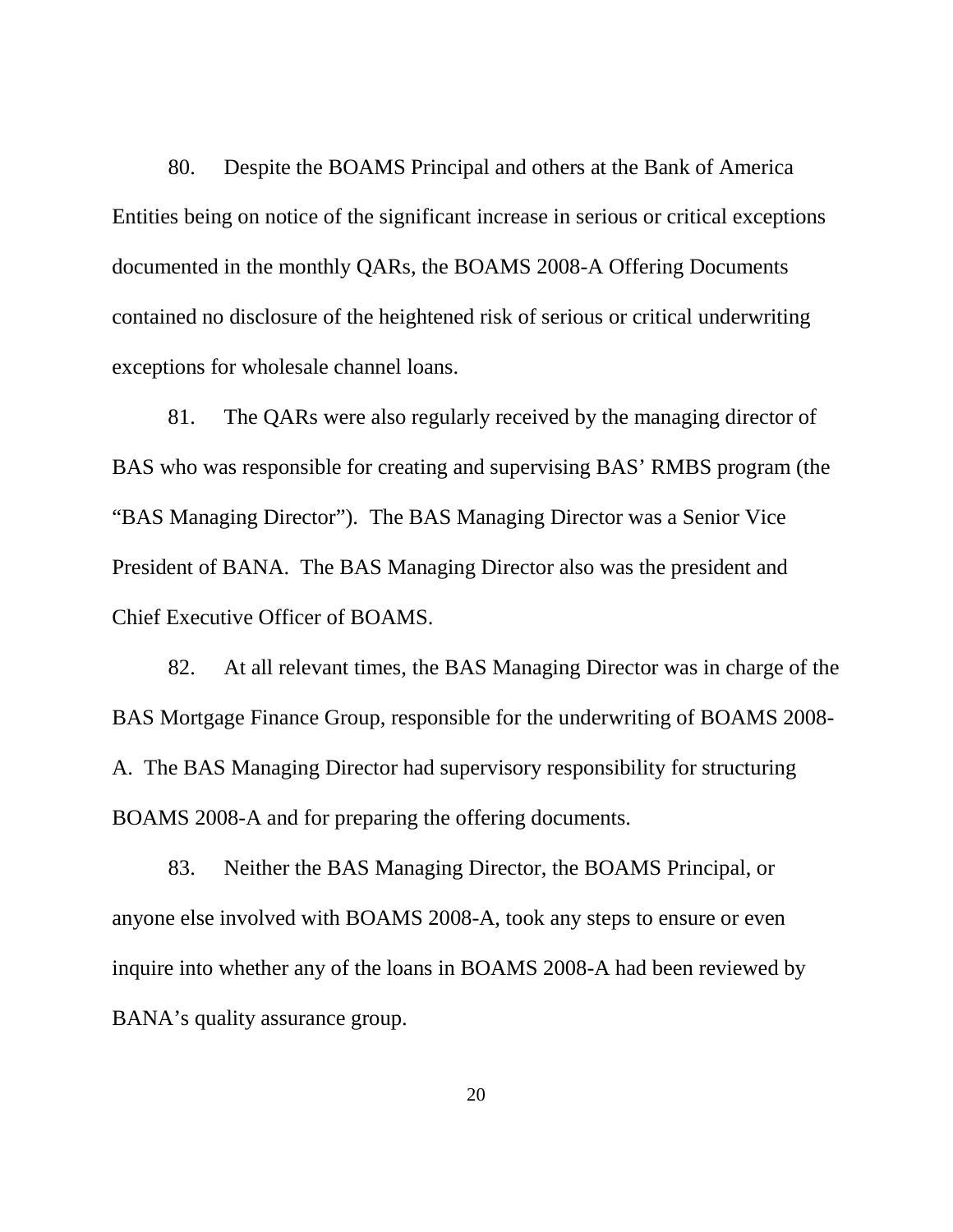80. Despite the BOAMS Principal and others at the Bank of America Entities being on notice of the significant increase in serious or critical exceptions documented in the monthly QARs, the BOAMS 2008-A Offering Documents contained no disclosure of the heightened risk of serious or critical underwriting exceptions for wholesale channel loans.

81. The QARs were also regularly received by the managing director of BAS who was responsible for creating and supervising BAS' RMBS program (the "BAS Managing Director"). The BAS Managing Director was a Senior Vice President of BANA. The BAS Managing Director also was the president and Chief Executive Officer of BOAMS.

82. At all relevant times, the BAS Managing Director was in charge of the BAS Mortgage Finance Group, responsible for the underwriting of BOAMS 2008-A. The BAS Managing Director had supervisory responsibility for structuring BOAMS 2008-A and for preparing the offering documents.

83. Neither the BAS Managing Director, the BOAMS Principal, or anyone else involved with BOAMS 2008-A, took any steps to ensure or even inquire into whether any of the loans in BOAMS 2008-A had been reviewed by BANA's quality assurance group.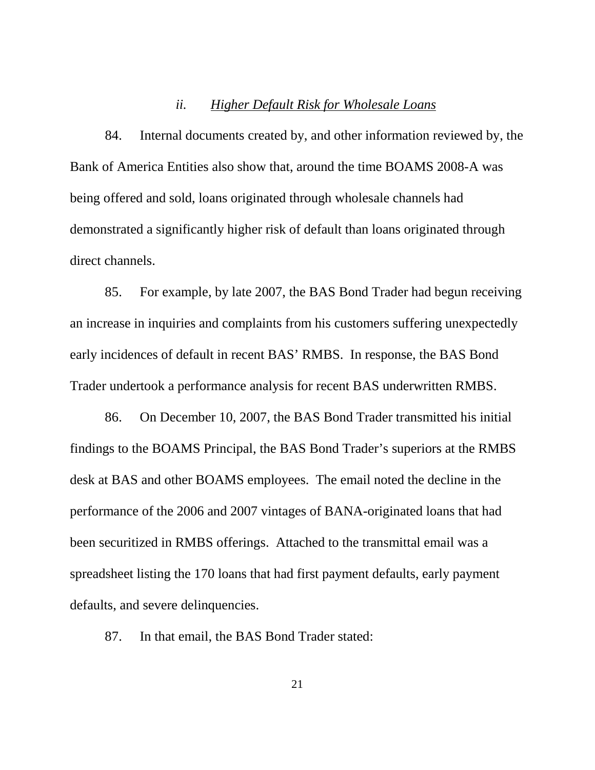### *ii. Higher Default Risk for Wholesale Loans*

84. Internal documents created by, and other information reviewed by, the Bank of America Entities also show that, around the time BOAMS 2008-A was being offered and sold, loans originated through wholesale channels had demonstrated a significantly higher risk of default than loans originated through direct channels.

85. For example, by late 2007, the BAS Bond Trader had begun receiving an increase in inquiries and complaints from his customers suffering unexpectedly early incidences of default in recent BAS' RMBS. In response, the BAS Bond Trader undertook a performance analysis for recent BAS underwritten RMBS.

86. On December 10, 2007, the BAS Bond Trader transmitted his initial findings to the BOAMS Principal, the BAS Bond Trader's superiors at the RMBS desk at BAS and other BOAMS employees. The email noted the decline in the performance of the 2006 and 2007 vintages of BANA-originated loans that had been securitized in RMBS offerings. Attached to the transmittal email was a spreadsheet listing the 170 loans that had first payment defaults, early payment defaults, and severe delinquencies.

87. In that email, the BAS Bond Trader stated: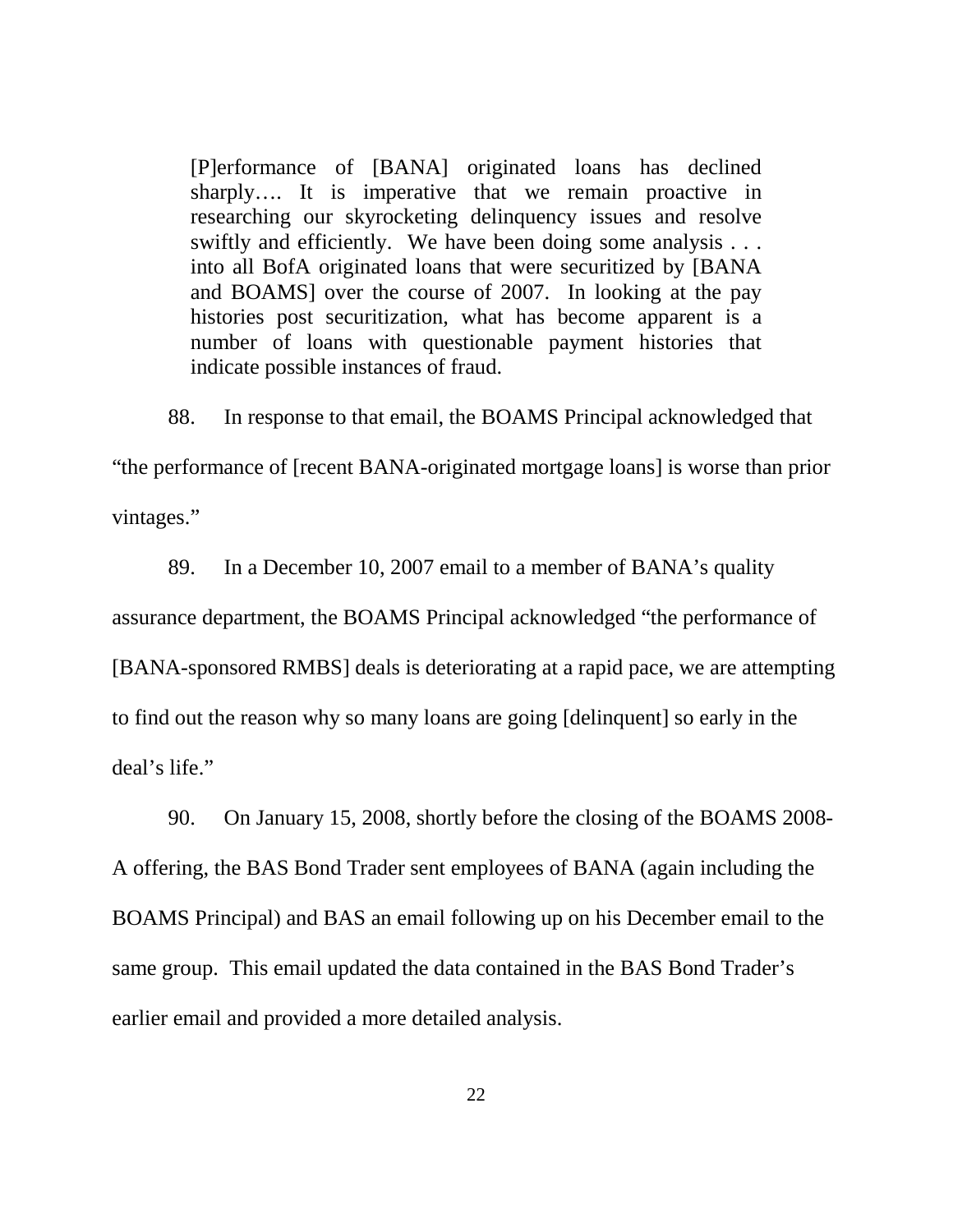> [P]erformance of [BANA] originated loans has declined sharply…. It is imperative that we remain proactive in researching our skyrocketing delinquency issues and resolve swiftly and efficiently. We have been doing some analysis . . . into all BofA originated loans that were securitized by [BANA and BOAMS] over the course of 2007. In looking at the pay histories post securitization, what has become apparent is a number of loans with questionable payment histories that indicate possible instances of fraud.

88. In response to that email, the BOAMS Principal acknowledged that "the performance of [recent BANA-originated mortgage loans] is worse than prior vintages."

89. In a December 10, 2007 email to a member of BANA's quality assurance department, the BOAMS Principal acknowledged "the performance of [BANA-sponsored RMBS] deals is deteriorating at a rapid pace, we are attempting to find out the reason why so many loans are going [delinquent] so early in the deal's life."

90. On January 15, 2008, shortly before the closing of the BOAMS 2008-A offering, the BAS Bond Trader sent employees of BANA (again including the BOAMS Principal) and BAS an email following up on his December email to the same group. This email updated the data contained in the BAS Bond Trader's earlier email and provided a more detailed analysis.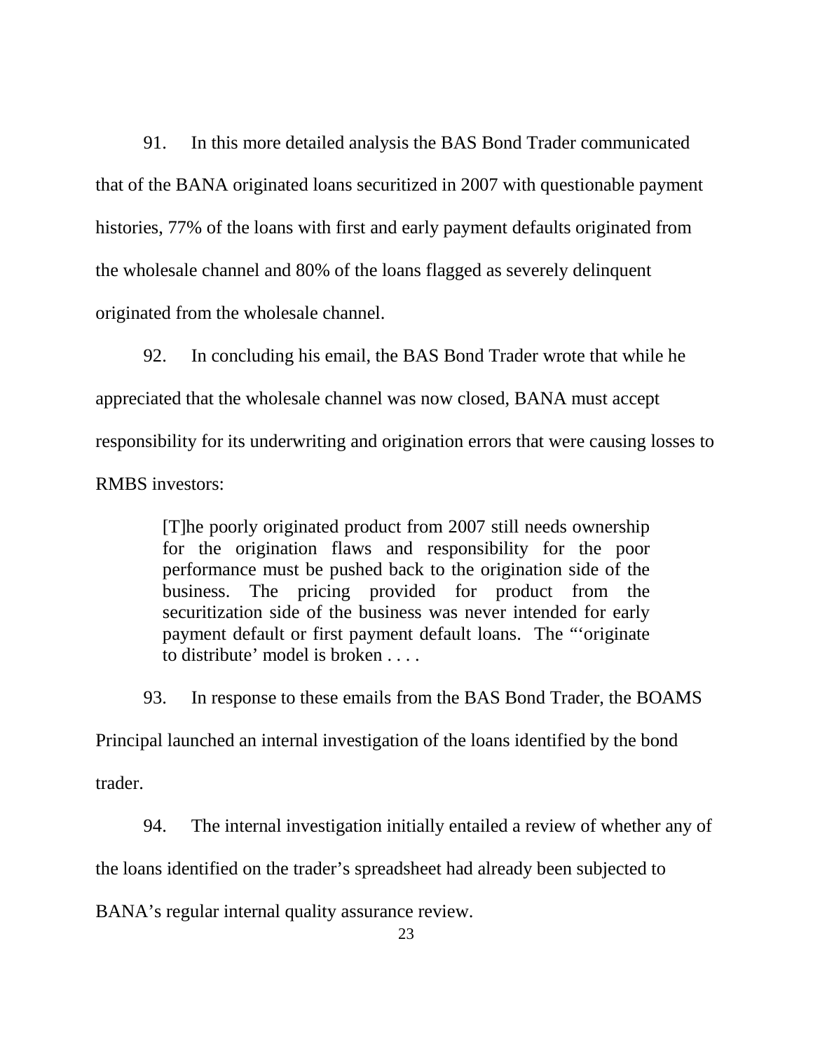91. In this more detailed analysis the BAS Bond Trader communicated that of the BANA originated loans securitized in 2007 with questionable payment histories, 77% of the loans with first and early payment defaults originated from the wholesale channel and 80% of the loans flagged as severely delinquent originated from the wholesale channel.

92. In concluding his email, the BAS Bond Trader wrote that while he appreciated that the wholesale channel was now closed, BANA must accept responsibility for its underwriting and origination errors that were causing losses to RMBS investors:

> [T]he poorly originated product from 2007 still needs ownership for the origination flaws and responsibility for the poor performance must be pushed back to the origination side of the business. The pricing provided for product from the securitization side of the business was never intended for early payment default or first payment default loans. The "'originate to distribute' model is broken . . . .

93. In response to these emails from the BAS Bond Trader, the BOAMS Principal launched an internal investigation of the loans identified by the bond trader.

94. The internal investigation initially entailed a review of whether any of the loans identified on the trader's spreadsheet had already been subjected to BANA's regular internal quality assurance review.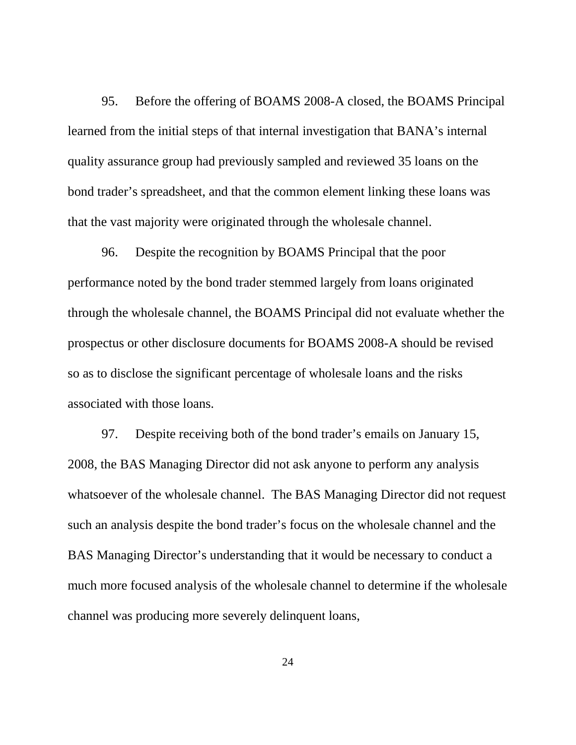95. Before the offering of BOAMS 2008-A closed, the BOAMS Principal learned from the initial steps of that internal investigation that BANA's internal quality assurance group had previously sampled and reviewed 35 loans on the bond trader's spreadsheet, and that the common element linking these loans was that the vast majority were originated through the wholesale channel.

96. Despite the recognition by BOAMS Principal that the poor performance noted by the bond trader stemmed largely from loans originated through the wholesale channel, the BOAMS Principal did not evaluate whether the prospectus or other disclosure documents for BOAMS 2008-A should be revised so as to disclose the significant percentage of wholesale loans and the risks associated with those loans.

97. Despite receiving both of the bond trader's emails on January 15, 2008, the BAS Managing Director did not ask anyone to perform any analysis whatsoever of the wholesale channel. The BAS Managing Director did not request such an analysis despite the bond trader's focus on the wholesale channel and the BAS Managing Director's understanding that it would be necessary to conduct a much more focused analysis of the wholesale channel to determine if the wholesale channel was producing more severely delinquent loans,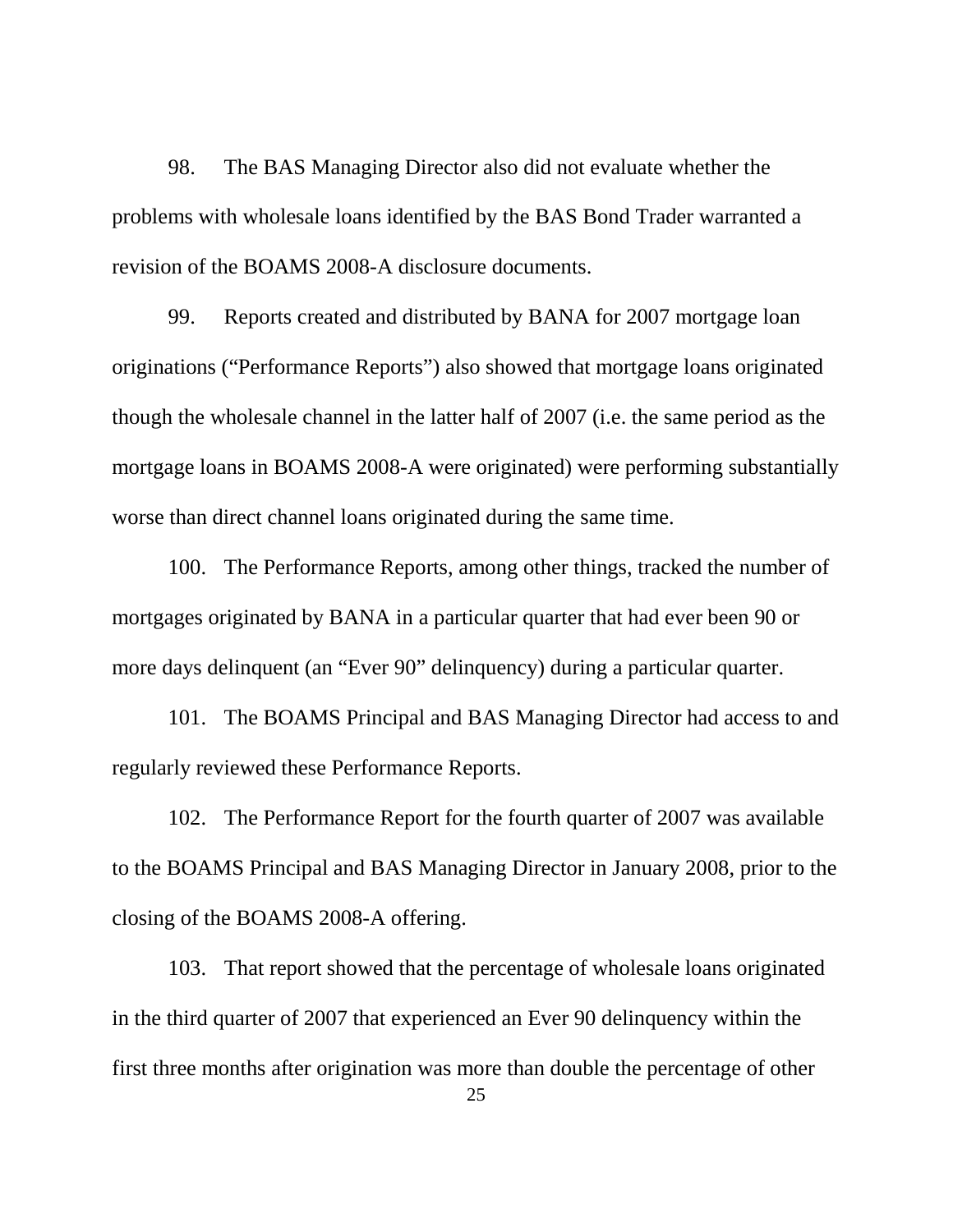98. The BAS Managing Director also did not evaluate whether the problems with wholesale loans identified by the BAS Bond Trader warranted a revision of the BOAMS 2008-A disclosure documents.

99. Reports created and distributed by BANA for 2007 mortgage loan originations ("Performance Reports") also showed that mortgage loans originated though the wholesale channel in the latter half of 2007 (i.e. the same period as the mortgage loans in BOAMS 2008-A were originated) were performing substantially worse than direct channel loans originated during the same time.

100. The Performance Reports, among other things, tracked the number of mortgages originated by BANA in a particular quarter that had ever been 90 or more days delinquent (an "Ever 90" delinquency) during a particular quarter.

101. The BOAMS Principal and BAS Managing Director had access to and regularly reviewed these Performance Reports.

102. The Performance Report for the fourth quarter of 2007 was available to the BOAMS Principal and BAS Managing Director in January 2008, prior to the closing of the BOAMS 2008-A offering.

103. That report showed that the percentage of wholesale loans originated in the third quarter of 2007 that experienced an Ever 90 delinquency within the first three months after origination was more than double the percentage of other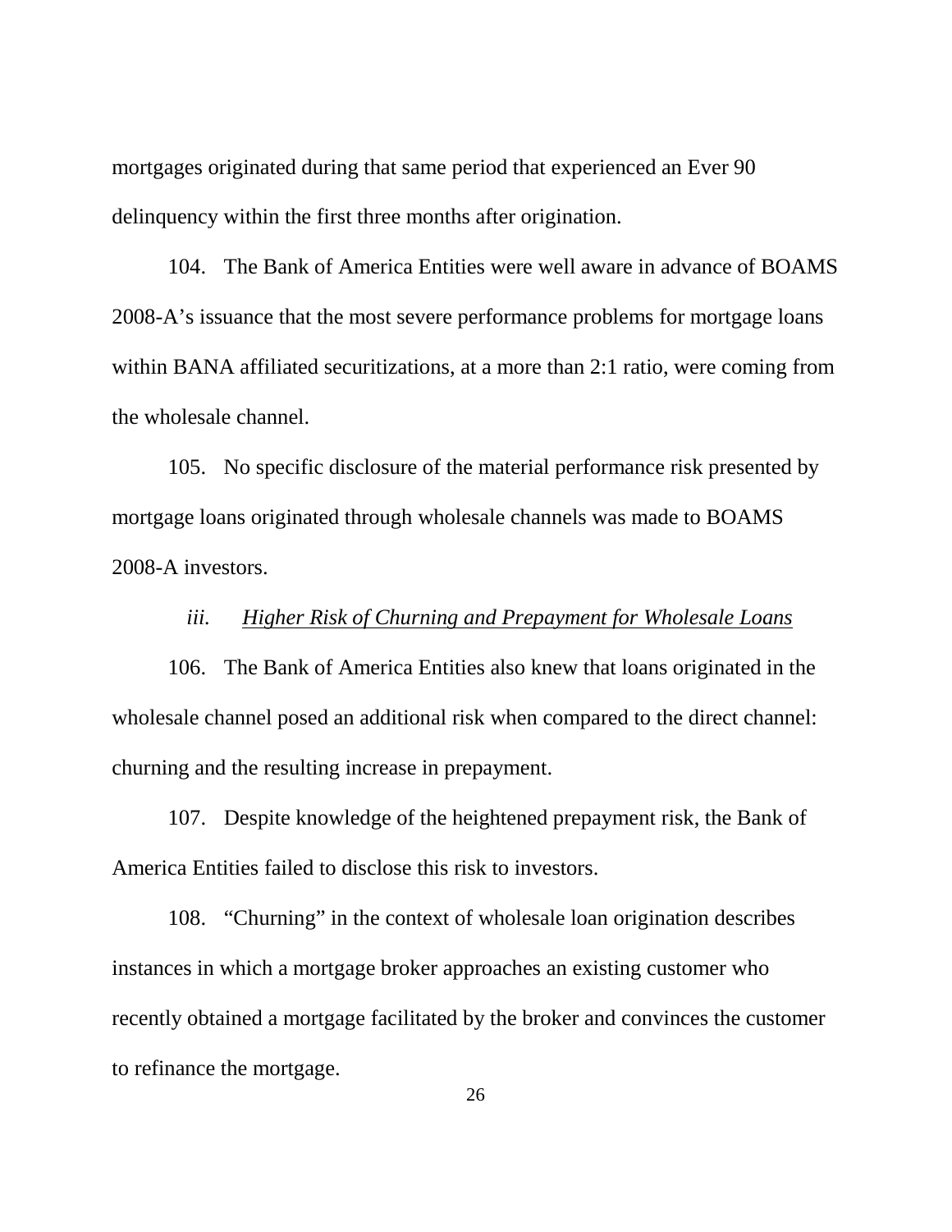mortgages originated during that same period that experienced an Ever 90 delinquency within the first three months after origination.

104. The Bank of America Entities were well aware in advance of BOAMS 2008-A's issuance that the most severe performance problems for mortgage loans within BANA affiliated securitizations, at a more than 2:1 ratio, were coming from the wholesale channel.

105. No specific disclosure of the material performance risk presented by mortgage loans originated through wholesale channels was made to BOAMS 2008-A investors.

*iii. <u>Higher Risk of Churning and Prepayment for Wholesale Loans</u>*

106. The Bank of America Entities also knew that loans originated in the wholesale channel posed an additional risk when compared to the direct channel: churning and the resulting increase in prepayment.

107. Despite knowledge of the heightened prepayment risk, the Bank of America Entities failed to disclose this risk to investors.

108. "Churning" in the context of wholesale loan origination describes instances in which a mortgage broker approaches an existing customer who recently obtained a mortgage facilitated by the broker and convinces the customer to refinance the mortgage.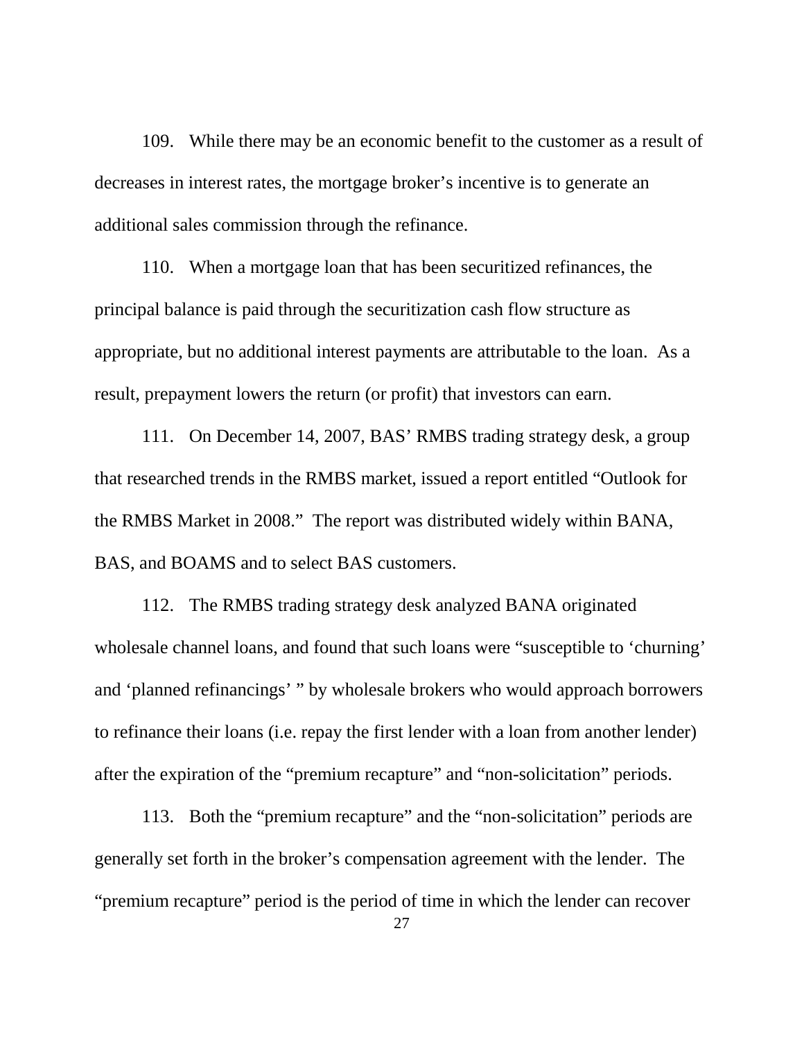109. While there may be an economic benefit to the customer as a result of decreases in interest rates, the mortgage broker's incentive is to generate an additional sales commission through the refinance.

110. When a mortgage loan that has been securitized refinances, the principal balance is paid through the securitization cash flow structure as appropriate, but no additional interest payments are attributable to the loan. As a result, prepayment lowers the return (or profit) that investors can earn.

111. On December 14, 2007, BAS' RMBS trading strategy desk, a group that researched trends in the RMBS market, issued a report entitled "Outlook for the RMBS Market in 2008." The report was distributed widely within BANA, BAS, and BOAMS and to select BAS customers.

112. The RMBS trading strategy desk analyzed BANA originated wholesale channel loans, and found that such loans were "susceptible to 'churning' and 'planned refinancings' " by wholesale brokers who would approach borrowers to refinance their loans (i.e. repay the first lender with a loan from another lender) after the expiration of the "premium recapture" and "non-solicitation" periods.

113. Both the "premium recapture" and the "non-solicitation" periods are generally set forth in the broker's compensation agreement with the lender. The "premium recapture" period is the period of time in which the lender can recover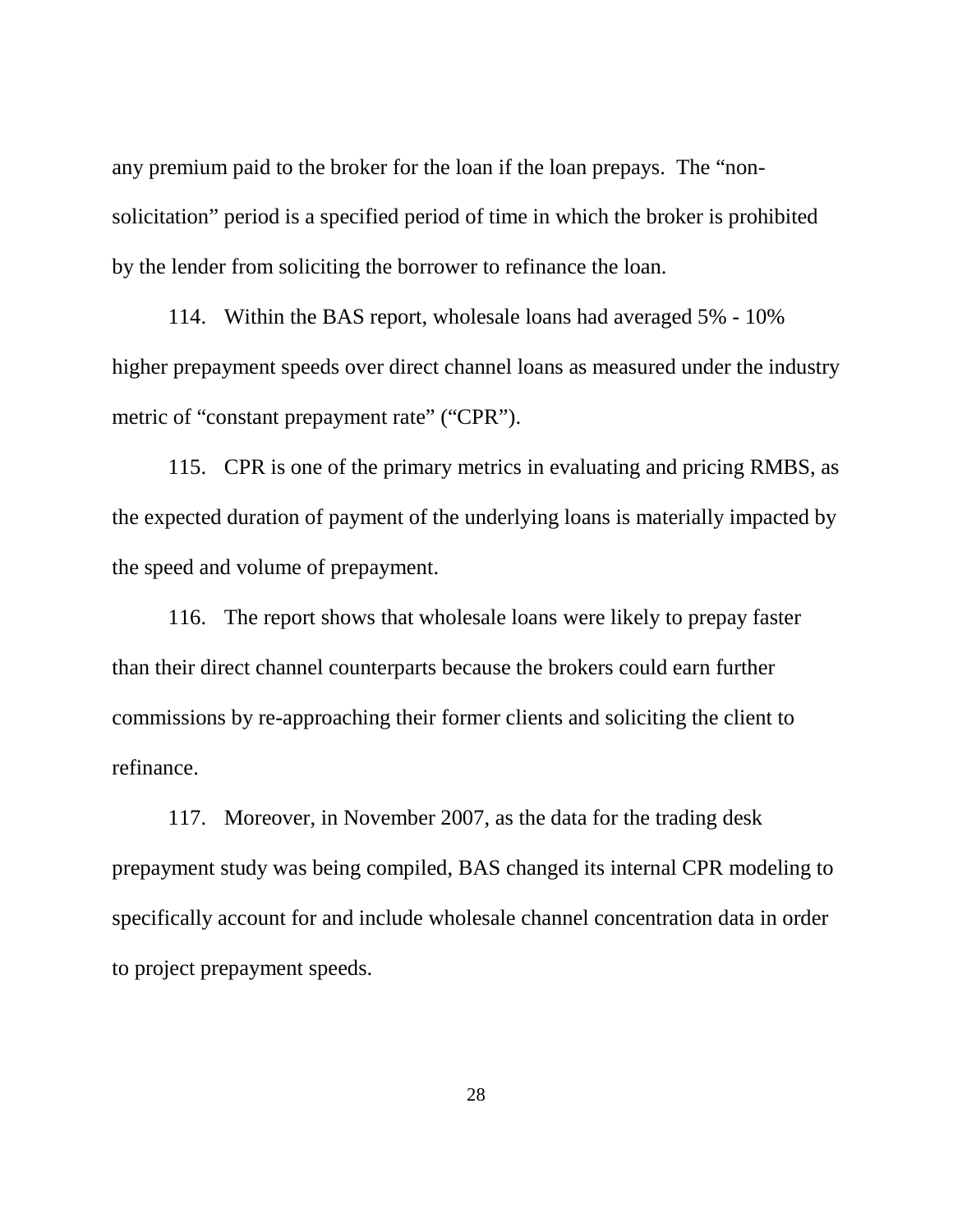any premium paid to the broker for the loan if the loan prepays. The "non-solicitation" period is a specified period of time in which the broker is prohibited by the lender from soliciting the borrower to refinance the loan.

114. Within the BAS report, wholesale loans had averaged 5% - 10% higher prepayment speeds over direct channel loans as measured under the industry metric of "constant prepayment rate" ("CPR").

115. CPR is one of the primary metrics in evaluating and pricing RMBS, as the expected duration of payment of the underlying loans is materially impacted by the speed and volume of prepayment.

116. The report shows that wholesale loans were likely to prepay faster than their direct channel counterparts because the brokers could earn further commissions by re-approaching their former clients and soliciting the client to refinance.

117. Moreover, in November 2007, as the data for the trading desk prepayment study was being compiled, BAS changed its internal CPR modeling to specifically account for and include wholesale channel concentration data in order to project prepayment speeds.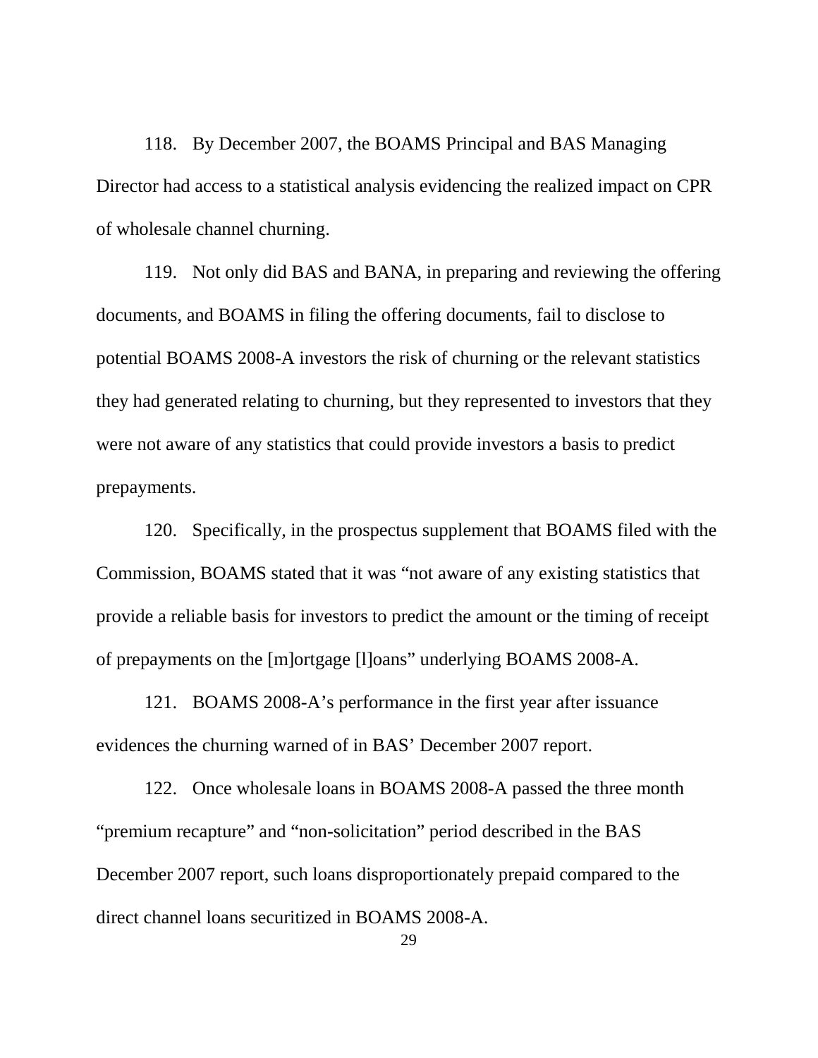118. By December 2007, the BOAMS Principal and BAS Managing Director had access to a statistical analysis evidencing the realized impact on CPR of wholesale channel churning.

119. Not only did BAS and BANA, in preparing and reviewing the offering documents, and BOAMS in filing the offering documents, fail to disclose to potential BOAMS 2008-A investors the risk of churning or the relevant statistics they had generated relating to churning, but they represented to investors that they were not aware of any statistics that could provide investors a basis to predict prepayments.

120. Specifically, in the prospectus supplement that BOAMS filed with the Commission, BOAMS stated that it was "not aware of any existing statistics that provide a reliable basis for investors to predict the amount or the timing of receipt of prepayments on the [m]ortgage [l]oans" underlying BOAMS 2008-A.

121. BOAMS 2008-A's performance in the first year after issuance evidences the churning warned of in BAS' December 2007 report.

122. Once wholesale loans in BOAMS 2008-A passed the three month "premium recapture" and "non-solicitation" period described in the BAS December 2007 report, such loans disproportionately prepaid compared to the direct channel loans securitized in BOAMS 2008-A.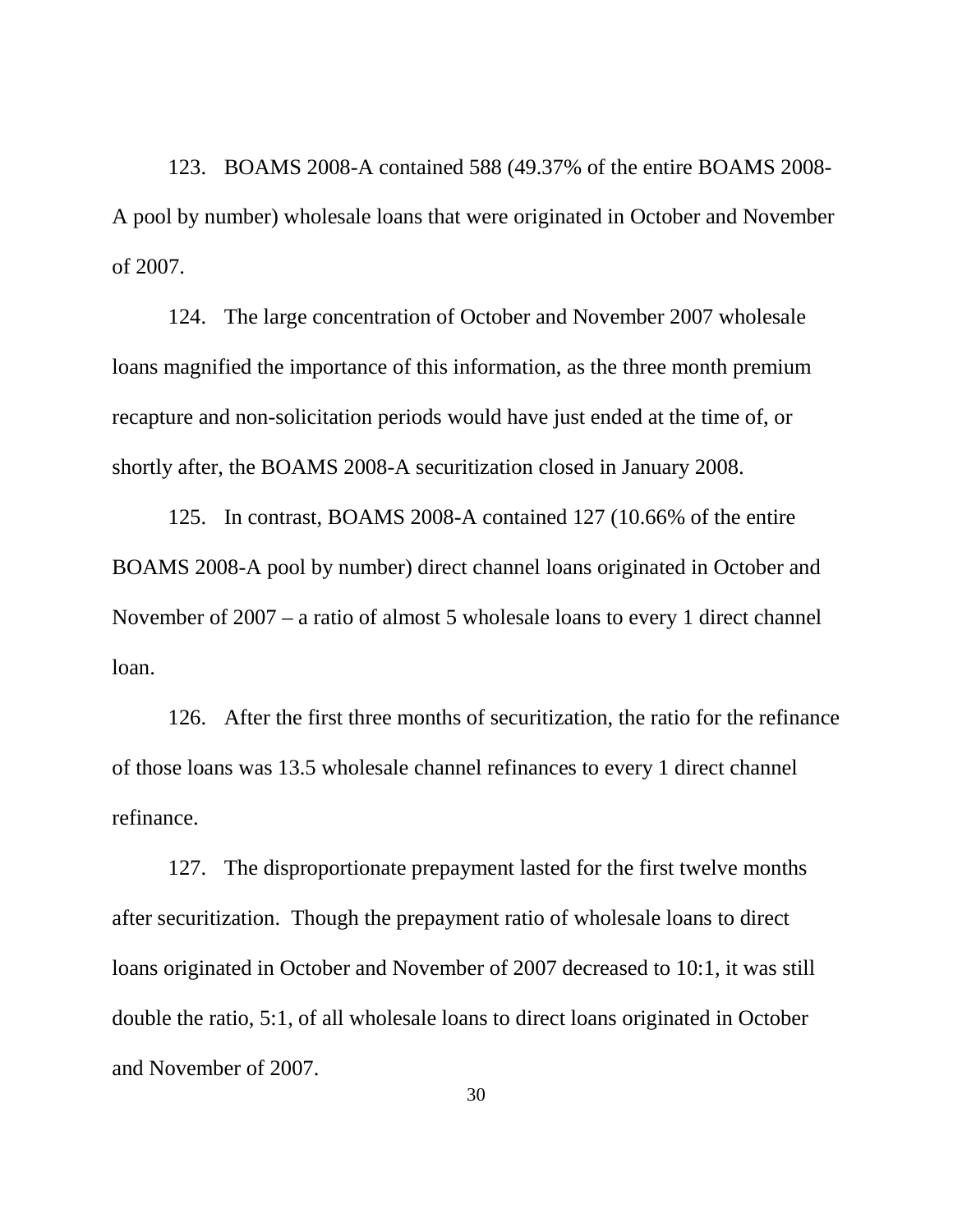123. BOAMS 2008-A contained 588 (49.37% of the entire BOAMS 2008-A pool by number) wholesale loans that were originated in October and November of 2007.

124. The large concentration of October and November 2007 wholesale loans magnified the importance of this information, as the three month premium recapture and non-solicitation periods would have just ended at the time of, or shortly after, the BOAMS 2008-A securitization closed in January 2008.

125. In contrast, BOAMS 2008-A contained 127 (10.66% of the entire BOAMS 2008-A pool by number) direct channel loans originated in October and November of 2007 – a ratio of almost 5 wholesale loans to every 1 direct channel loan.

126. After the first three months of securitization, the ratio for the refinance of those loans was 13.5 wholesale channel refinances to every 1 direct channel refinance.

127. The disproportionate prepayment lasted for the first twelve months after securitization. Though the prepayment ratio of wholesale loans to direct loans originated in October and November of 2007 decreased to 10:1, it was still double the ratio, 5:1, of all wholesale loans to direct loans originated in October and November of 2007.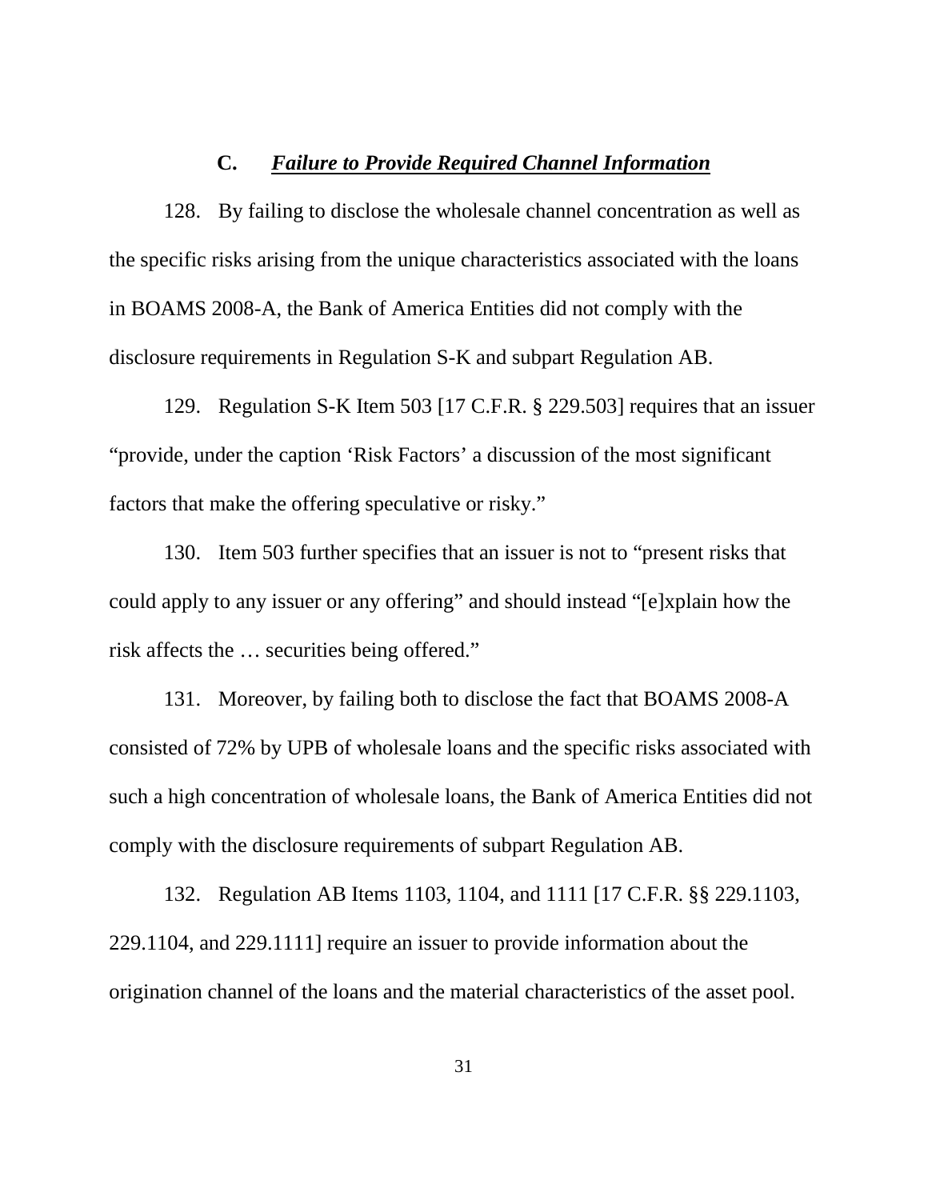### C. ***Failure to Provide Required Channel Information***

128. By failing to disclose the wholesale channel concentration as well as the specific risks arising from the unique characteristics associated with the loans in BOAMS 2008-A, the Bank of America Entities did not comply with the disclosure requirements in Regulation S-K and subpart Regulation AB.

129. Regulation S-K Item 503 [17 C.F.R. § 229.503] requires that an issuer "provide, under the caption 'Risk Factors' a discussion of the most significant factors that make the offering speculative or risky."

130. Item 503 further specifies that an issuer is not to "present risks that could apply to any issuer or any offering" and should instead "[e]xplain how the risk affects the … securities being offered."

131. Moreover, by failing both to disclose the fact that BOAMS 2008-A consisted of 72% by UPB of wholesale loans and the specific risks associated with such a high concentration of wholesale loans, the Bank of America Entities did not comply with the disclosure requirements of subpart Regulation AB.

132. Regulation AB Items 1103, 1104, and 1111 [17 C.F.R. §§ 229.1103, 229.1104, and 229.1111] require an issuer to provide information about the origination channel of the loans and the material characteristics of the asset pool.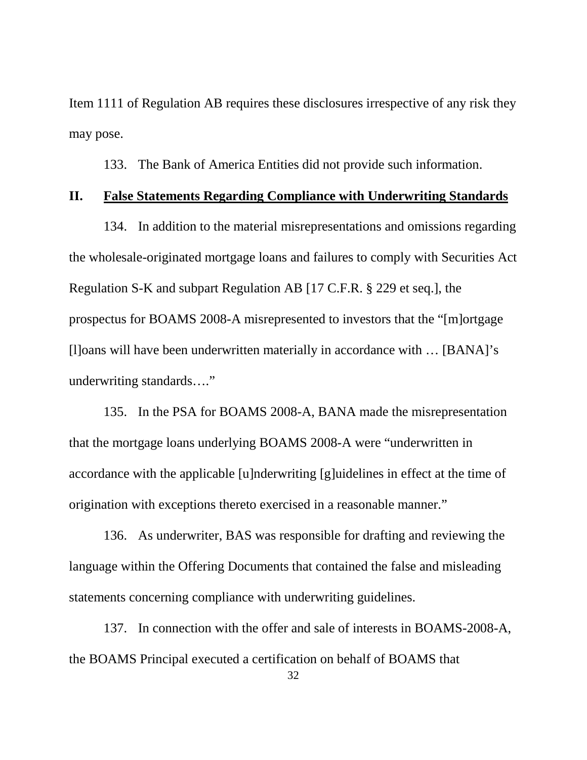Item 1111 of Regulation AB requires these disclosures irrespective of any risk they may pose.

133. The Bank of America Entities did not provide such information.

## II. False Statements Regarding Compliance with Underwriting Standards

134. In addition to the material misrepresentations and omissions regarding the wholesale-originated mortgage loans and failures to comply with Securities Act Regulation S-K and subpart Regulation AB [17 C.F.R. § 229 et seq.], the prospectus for BOAMS 2008-A misrepresented to investors that the "[m]ortgage [l]oans will have been underwritten materially in accordance with … [BANA]'s underwriting standards…."

135. In the PSA for BOAMS 2008-A, BANA made the misrepresentation that the mortgage loans underlying BOAMS 2008-A were "underwritten in accordance with the applicable [u]nderwriting [g]uidelines in effect at the time of origination with exceptions thereto exercised in a reasonable manner."

136. As underwriter, BAS was responsible for drafting and reviewing the language within the Offering Documents that contained the false and misleading statements concerning compliance with underwriting guidelines.

137. In connection with the offer and sale of interests in BOAMS-2008-A, the BOAMS Principal executed a certification on behalf of BOAMS that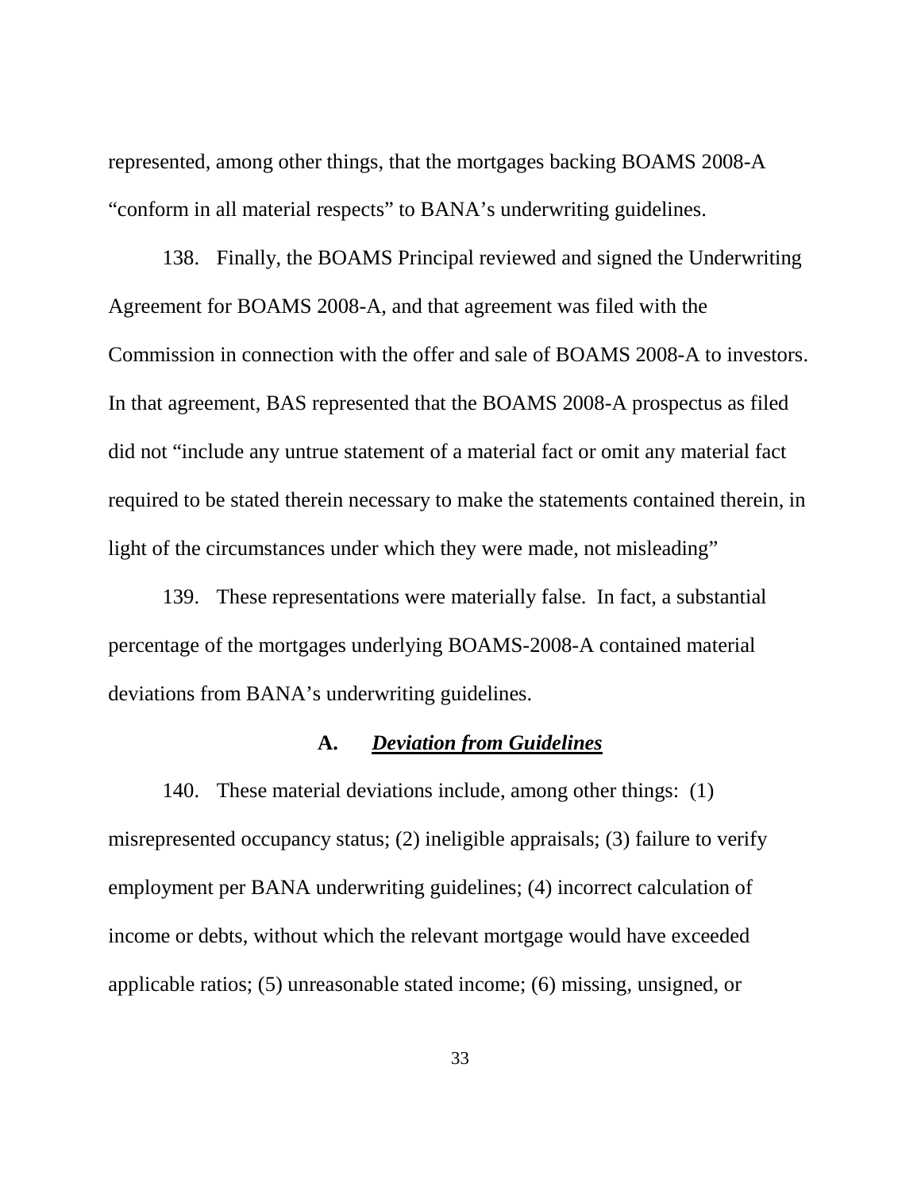represented, among other things, that the mortgages backing BOAMS 2008-A "conform in all material respects" to BANA's underwriting guidelines.

138. Finally, the BOAMS Principal reviewed and signed the Underwriting Agreement for BOAMS 2008-A, and that agreement was filed with the Commission in connection with the offer and sale of BOAMS 2008-A to investors. In that agreement, BAS represented that the BOAMS 2008-A prospectus as filed did not "include any untrue statement of a material fact or omit any material fact required to be stated therein necessary to make the statements contained therein, in light of the circumstances under which they were made, not misleading"

139. These representations were materially false. In fact, a substantial percentage of the mortgages underlying BOAMS-2008-A contained material deviations from BANA's underwriting guidelines.

### A. ***Deviation from Guidelines***

140. These material deviations include, among other things: (1) misrepresented occupancy status; (2) ineligible appraisals; (3) failure to verify employment per BANA underwriting guidelines; (4) incorrect calculation of income or debts, without which the relevant mortgage would have exceeded applicable ratios; (5) unreasonable stated income; (6) missing, unsigned, or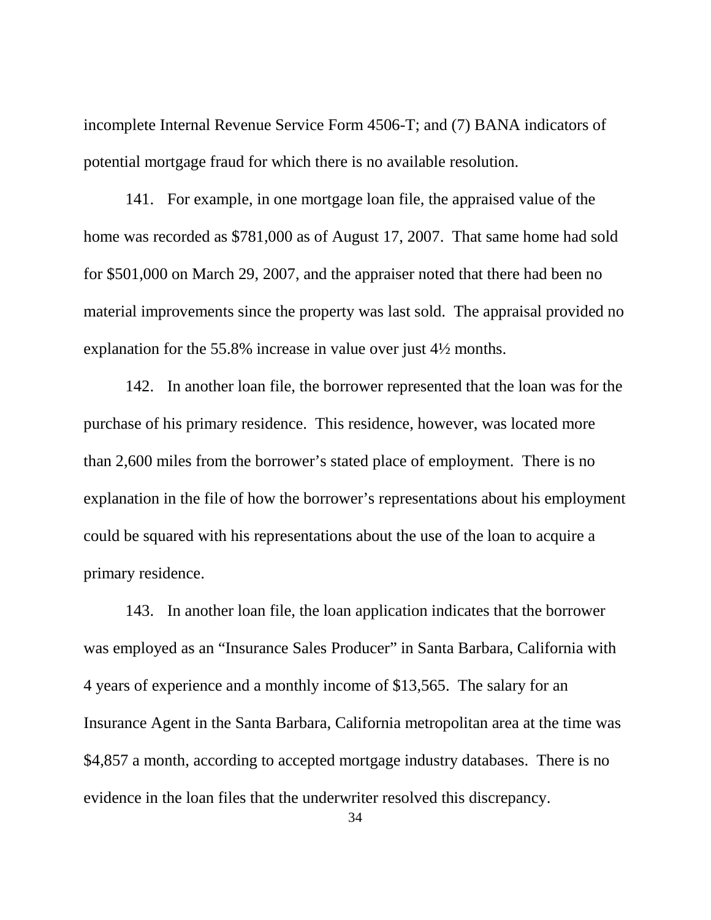incomplete Internal Revenue Service Form 4506-T; and (7) BANA indicators of potential mortgage fraud for which there is no available resolution.

141. For example, in one mortgage loan file, the appraised value of the home was recorded as $781,000 as of August 17, 2007. That same home had sold for $501,000 on March 29, 2007, and the appraiser noted that there had been no material improvements since the property was last sold. The appraisal provided no explanation for the 55.8% increase in value over just 4½ months.

142. In another loan file, the borrower represented that the loan was for the purchase of his primary residence. This residence, however, was located more than 2,600 miles from the borrower's stated place of employment. There is no explanation in the file of how the borrower's representations about his employment could be squared with his representations about the use of the loan to acquire a primary residence.

143. In another loan file, the loan application indicates that the borrower was employed as an "Insurance Sales Producer" in Santa Barbara, California with 4 years of experience and a monthly income of $13,565. The salary for an Insurance Agent in the Santa Barbara, California metropolitan area at the time was $4,857 a month, according to accepted mortgage industry databases. There is no evidence in the loan files that the underwriter resolved this discrepancy.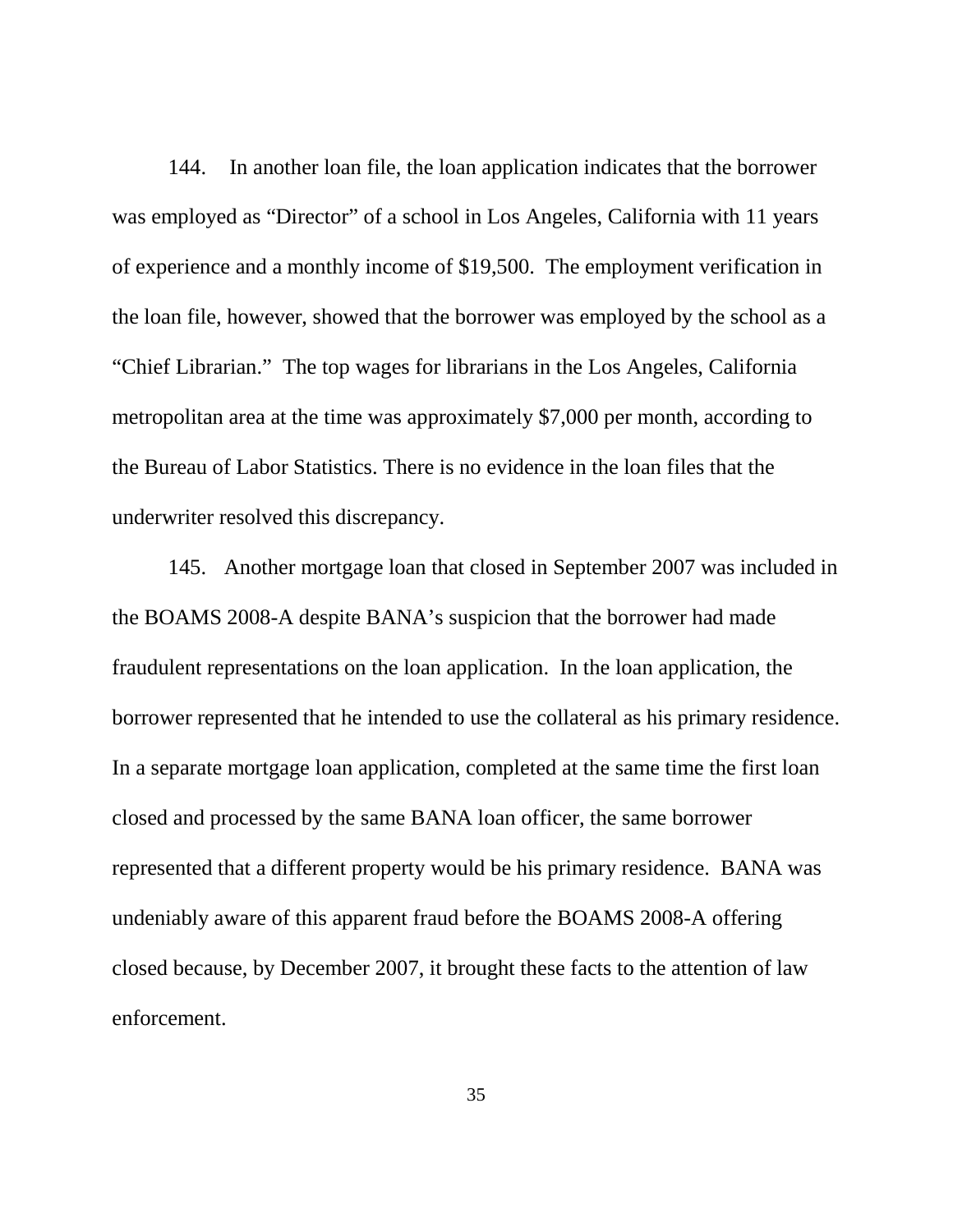144. In another loan file, the loan application indicates that the borrower was employed as "Director" of a school in Los Angeles, California with 11 years of experience and a monthly income of $19,500. The employment verification in the loan file, however, showed that the borrower was employed by the school as a "Chief Librarian." The top wages for librarians in the Los Angeles, California metropolitan area at the time was approximately $7,000 per month, according to the Bureau of Labor Statistics. There is no evidence in the loan files that the underwriter resolved this discrepancy.

145. Another mortgage loan that closed in September 2007 was included in the BOAMS 2008-A despite BANA's suspicion that the borrower had made fraudulent representations on the loan application. In the loan application, the borrower represented that he intended to use the collateral as his primary residence. In a separate mortgage loan application, completed at the same time the first loan closed and processed by the same BANA loan officer, the same borrower represented that a different property would be his primary residence. BANA was undeniably aware of this apparent fraud before the BOAMS 2008-A offering closed because, by December 2007, it brought these facts to the attention of law enforcement.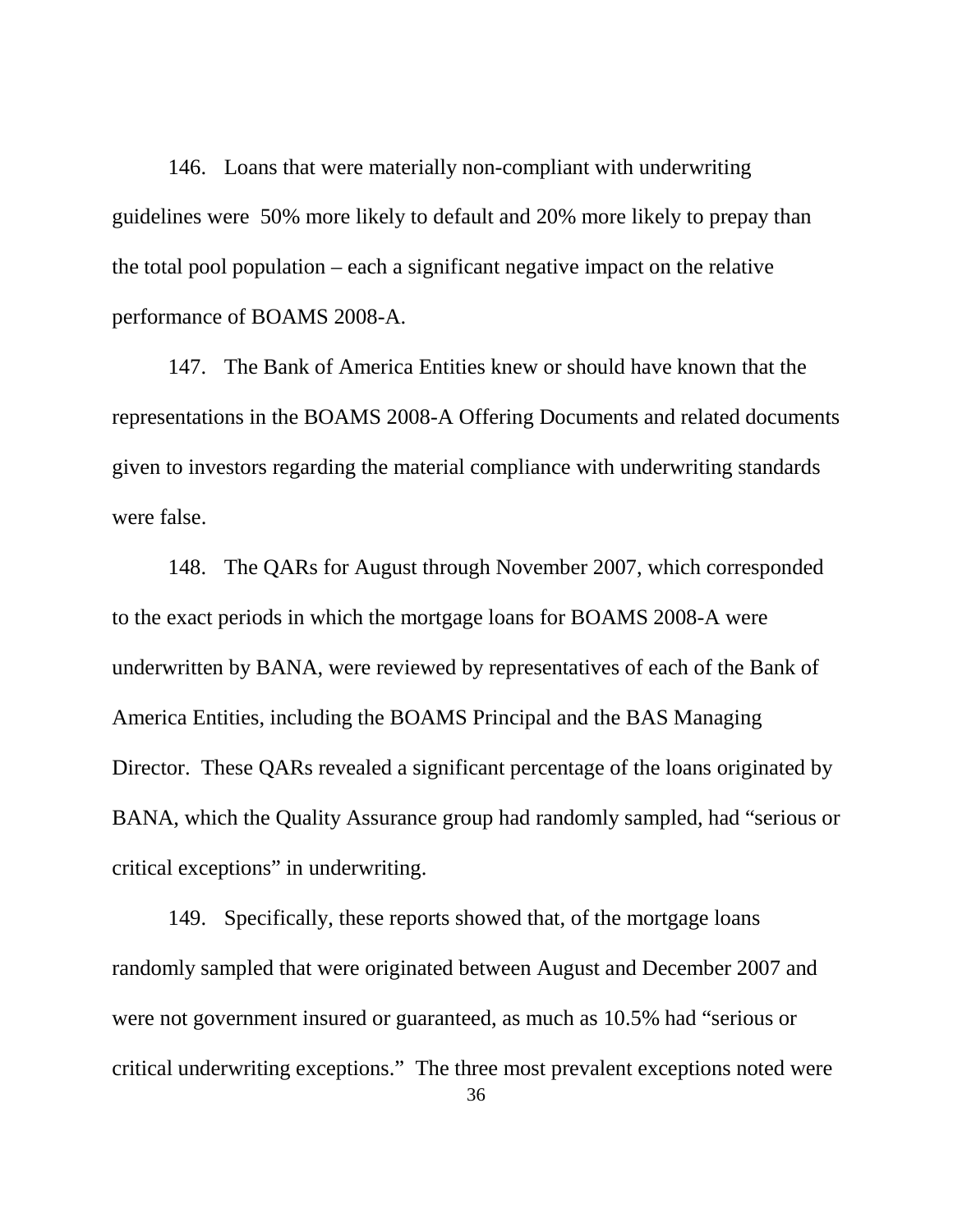146. Loans that were materially non-compliant with underwriting guidelines were 50% more likely to default and 20% more likely to prepay than the total pool population – each a significant negative impact on the relative performance of BOAMS 2008-A.

147. The Bank of America Entities knew or should have known that the representations in the BOAMS 2008-A Offering Documents and related documents given to investors regarding the material compliance with underwriting standards were false.

148. The QARs for August through November 2007, which corresponded to the exact periods in which the mortgage loans for BOAMS 2008-A were underwritten by BANA, were reviewed by representatives of each of the Bank of America Entities, including the BOAMS Principal and the BAS Managing Director. These QARs revealed a significant percentage of the loans originated by BANA, which the Quality Assurance group had randomly sampled, had "serious or critical exceptions" in underwriting.

149. Specifically, these reports showed that, of the mortgage loans randomly sampled that were originated between August and December 2007 and were not government insured or guaranteed, as much as 10.5% had "serious or critical underwriting exceptions." The three most prevalent exceptions noted were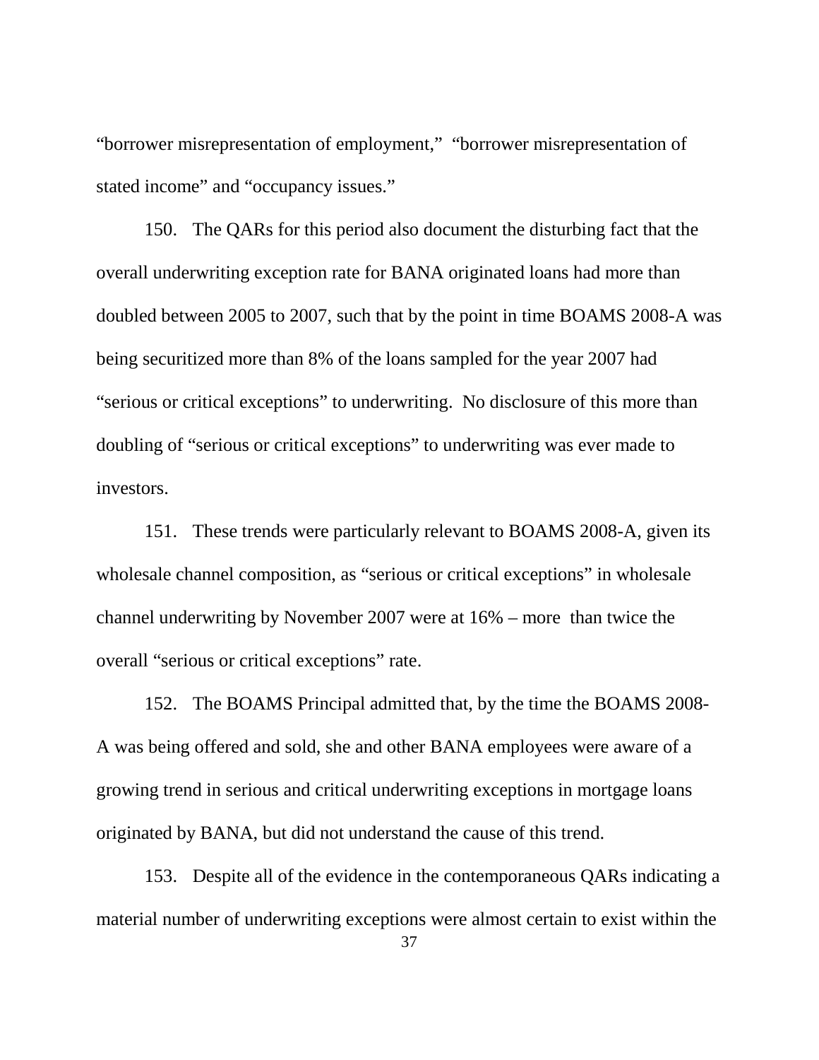"borrower misrepresentation of employment," "borrower misrepresentation of stated income" and "occupancy issues."

150. The QARs for this period also document the disturbing fact that the overall underwriting exception rate for BANA originated loans had more than doubled between 2005 to 2007, such that by the point in time BOAMS 2008-A was being securitized more than 8% of the loans sampled for the year 2007 had "serious or critical exceptions" to underwriting. No disclosure of this more than doubling of "serious or critical exceptions" to underwriting was ever made to investors.

151. These trends were particularly relevant to BOAMS 2008-A, given its wholesale channel composition, as "serious or critical exceptions" in wholesale channel underwriting by November 2007 were at 16% – more than twice the overall "serious or critical exceptions" rate.

152. The BOAMS Principal admitted that, by the time the BOAMS 2008-A was being offered and sold, she and other BANA employees were aware of a growing trend in serious and critical underwriting exceptions in mortgage loans originated by BANA, but did not understand the cause of this trend.

153. Despite all of the evidence in the contemporaneous QARs indicating a material number of underwriting exceptions were almost certain to exist within the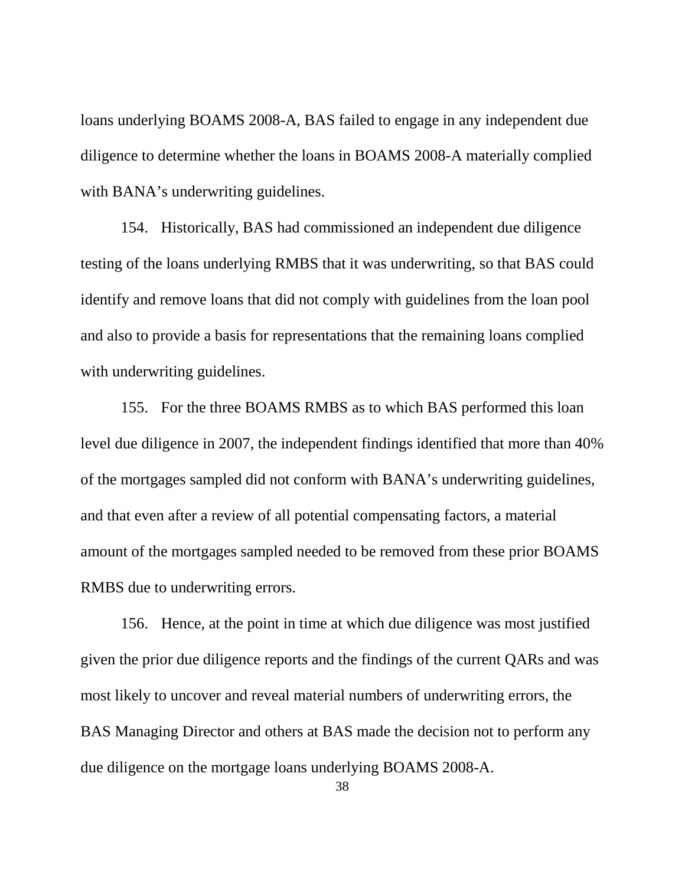loans underlying BOAMS 2008-A, BAS failed to engage in any independent due diligence to determine whether the loans in BOAMS 2008-A materially complied with BANA's underwriting guidelines.

154. Historically, BAS had commissioned an independent due diligence testing of the loans underlying RMBS that it was underwriting, so that BAS could identify and remove loans that did not comply with guidelines from the loan pool and also to provide a basis for representations that the remaining loans complied with underwriting guidelines.

155. For the three BOAMS RMBS as to which BAS performed this loan level due diligence in 2007, the independent findings identified that more than 40% of the mortgages sampled did not conform with BANA's underwriting guidelines, and that even after a review of all potential compensating factors, a material amount of the mortgages sampled needed to be removed from these prior BOAMS RMBS due to underwriting errors.

156. Hence, at the point in time at which due diligence was most justified given the prior due diligence reports and the findings of the current QARs and was most likely to uncover and reveal material numbers of underwriting errors, the BAS Managing Director and others at BAS made the decision not to perform any due diligence on the mortgage loans underlying BOAMS 2008-A.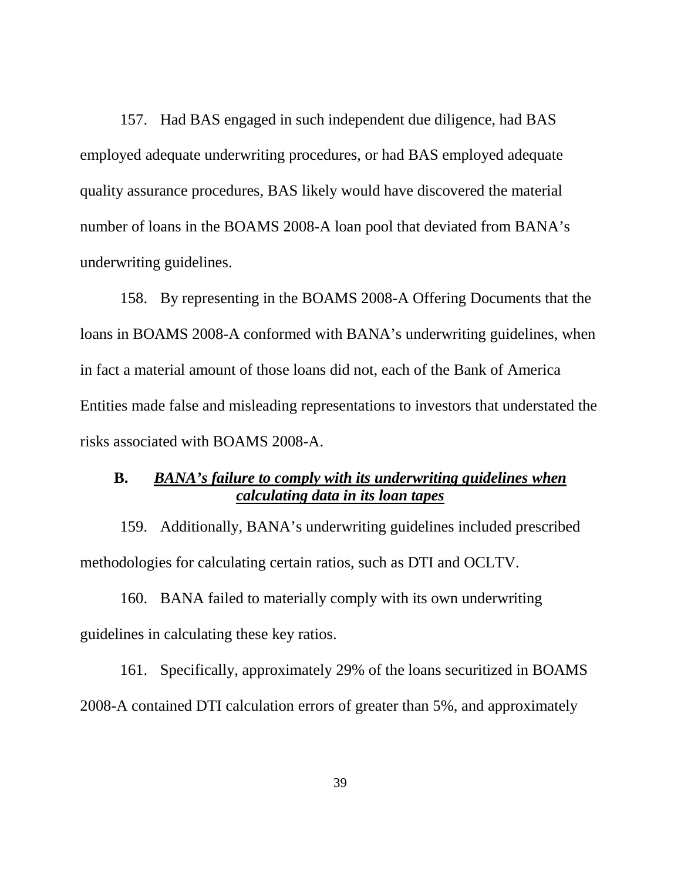157. Had BAS engaged in such independent due diligence, had BAS employed adequate underwriting procedures, or had BAS employed adequate quality assurance procedures, BAS likely would have discovered the material number of loans in the BOAMS 2008-A loan pool that deviated from BANA's underwriting guidelines.

158. By representing in the BOAMS 2008-A Offering Documents that the loans in BOAMS 2008-A conformed with BANA's underwriting guidelines, when in fact a material amount of those loans did not, each of the Bank of America Entities made false and misleading representations to investors that understated the risks associated with BOAMS 2008-A.

### B. ***BANA's failure to comply with its underwriting guidelines when calculating data in its loan tapes***

159. Additionally, BANA's underwriting guidelines included prescribed methodologies for calculating certain ratios, such as DTI and OCLTV.

160. BANA failed to materially comply with its own underwriting guidelines in calculating these key ratios.

161. Specifically, approximately 29% of the loans securitized in BOAMS 2008-A contained DTI calculation errors of greater than 5%, and approximately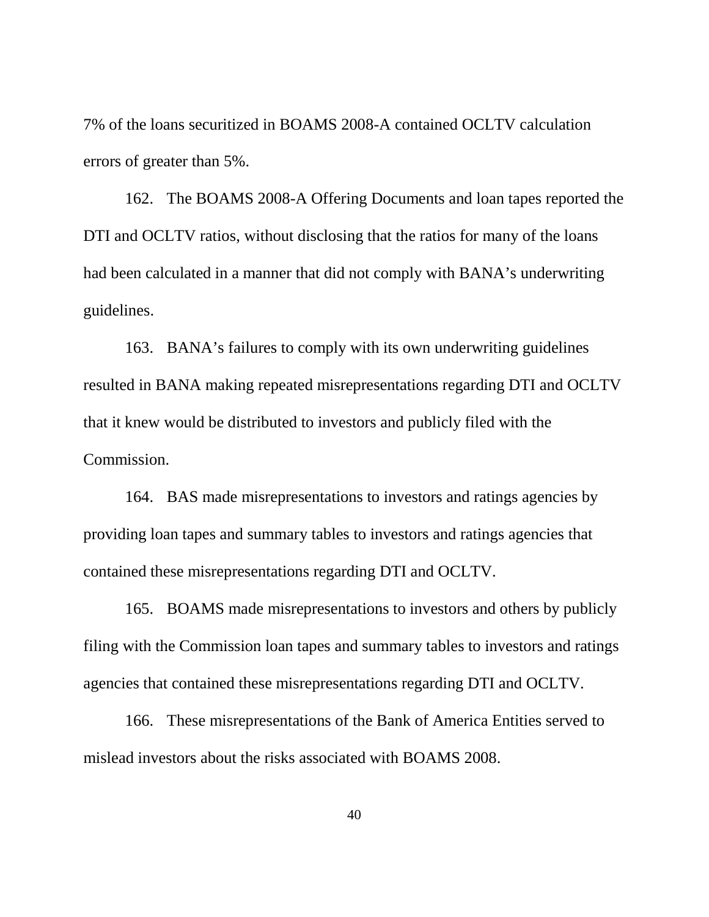7% of the loans securitized in BOAMS 2008-A contained OCLTV calculation errors of greater than 5%.

162. The BOAMS 2008-A Offering Documents and loan tapes reported the DTI and OCLTV ratios, without disclosing that the ratios for many of the loans had been calculated in a manner that did not comply with BANA's underwriting guidelines.

163. BANA's failures to comply with its own underwriting guidelines resulted in BANA making repeated misrepresentations regarding DTI and OCLTV that it knew would be distributed to investors and publicly filed with the Commission.

164. BAS made misrepresentations to investors and ratings agencies by providing loan tapes and summary tables to investors and ratings agencies that contained these misrepresentations regarding DTI and OCLTV.

165. BOAMS made misrepresentations to investors and others by publicly filing with the Commission loan tapes and summary tables to investors and ratings agencies that contained these misrepresentations regarding DTI and OCLTV.

166. These misrepresentations of the Bank of America Entities served to mislead investors about the risks associated with BOAMS 2008.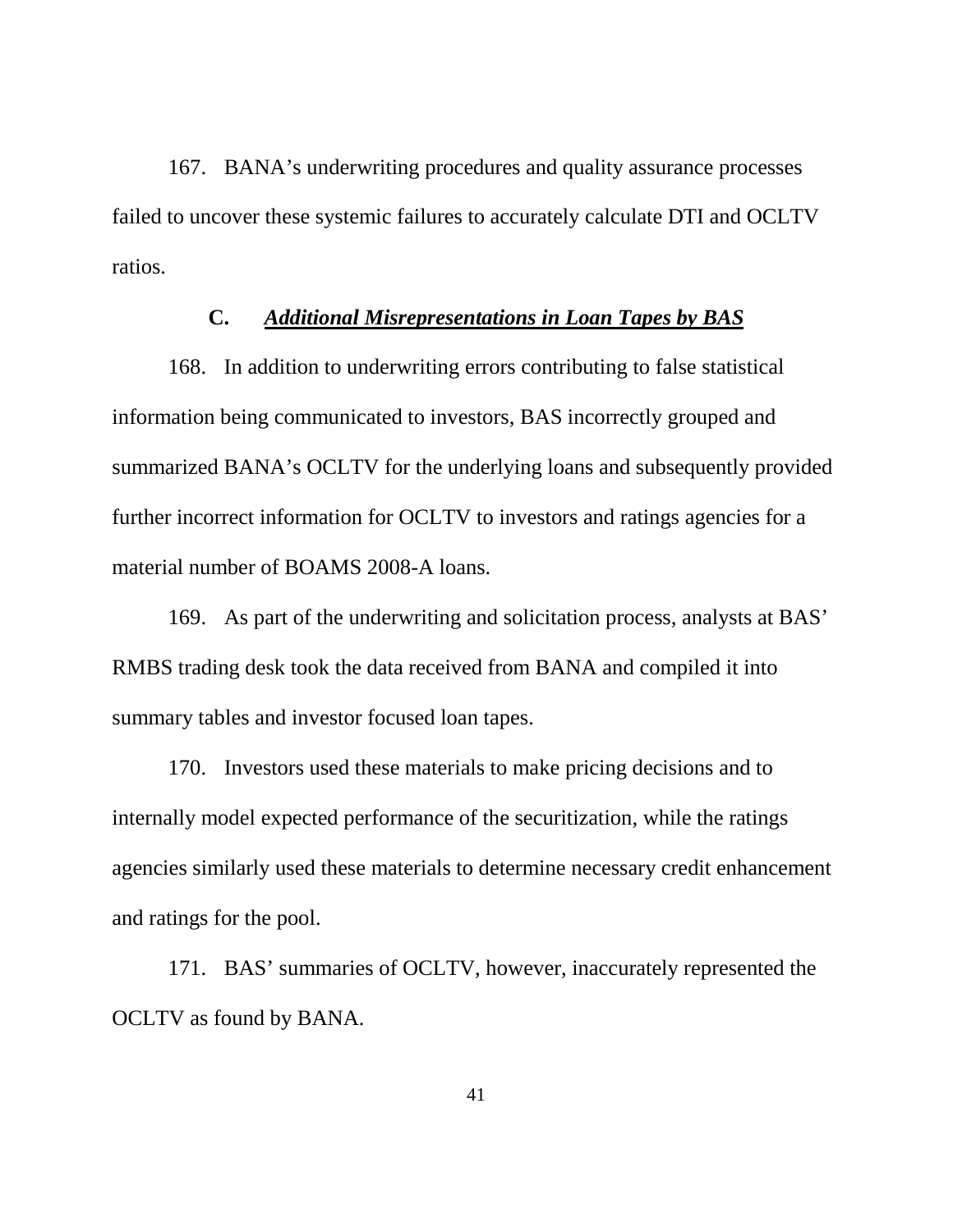167. BANA's underwriting procedures and quality assurance processes failed to uncover these systemic failures to accurately calculate DTI and OCLTV ratios.

### C. ***Additional Misrepresentations in Loan Tapes by BAS***

168. In addition to underwriting errors contributing to false statistical information being communicated to investors, BAS incorrectly grouped and summarized BANA's OCLTV for the underlying loans and subsequently provided further incorrect information for OCLTV to investors and ratings agencies for a material number of BOAMS 2008-A loans.

169. As part of the underwriting and solicitation process, analysts at BAS' RMBS trading desk took the data received from BANA and compiled it into summary tables and investor focused loan tapes.

170. Investors used these materials to make pricing decisions and to internally model expected performance of the securitization, while the ratings agencies similarly used these materials to determine necessary credit enhancement and ratings for the pool.

171. BAS' summaries of OCLTV, however, inaccurately represented the OCLTV as found by BANA.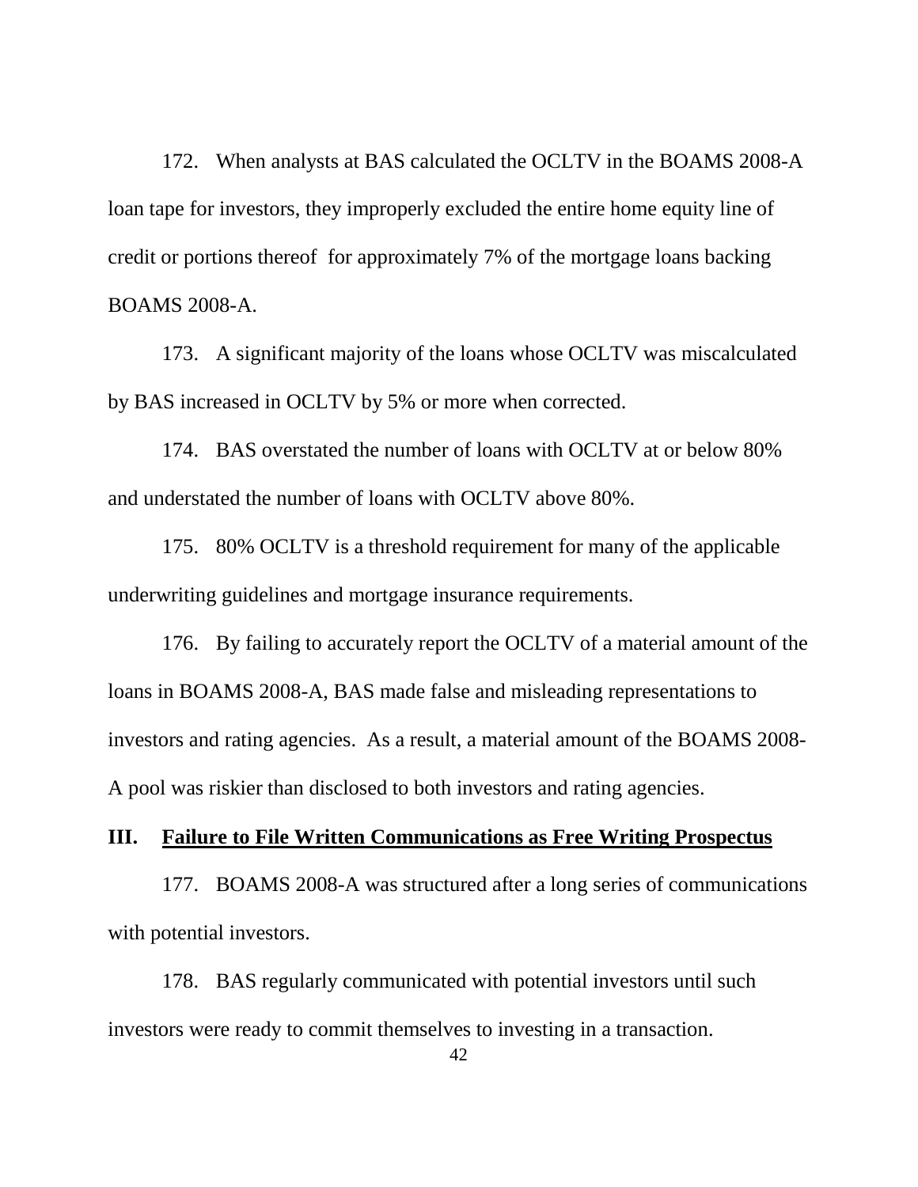172. When analysts at BAS calculated the OCLTV in the BOAMS 2008-A loan tape for investors, they improperly excluded the entire home equity line of credit or portions thereof for approximately 7% of the mortgage loans backing BOAMS 2008-A.

173. A significant majority of the loans whose OCLTV was miscalculated by BAS increased in OCLTV by 5% or more when corrected.

174. BAS overstated the number of loans with OCLTV at or below 80% and understated the number of loans with OCLTV above 80%.

175. 80% OCLTV is a threshold requirement for many of the applicable underwriting guidelines and mortgage insurance requirements.

176. By failing to accurately report the OCLTV of a material amount of the loans in BOAMS 2008-A, BAS made false and misleading representations to investors and rating agencies. As a result, a material amount of the BOAMS 2008-A pool was riskier than disclosed to both investors and rating agencies.

## III. Failure to File Written Communications as Free Writing Prospectus

177. BOAMS 2008-A was structured after a long series of communications with potential investors.

178. BAS regularly communicated with potential investors until such investors were ready to commit themselves to investing in a transaction.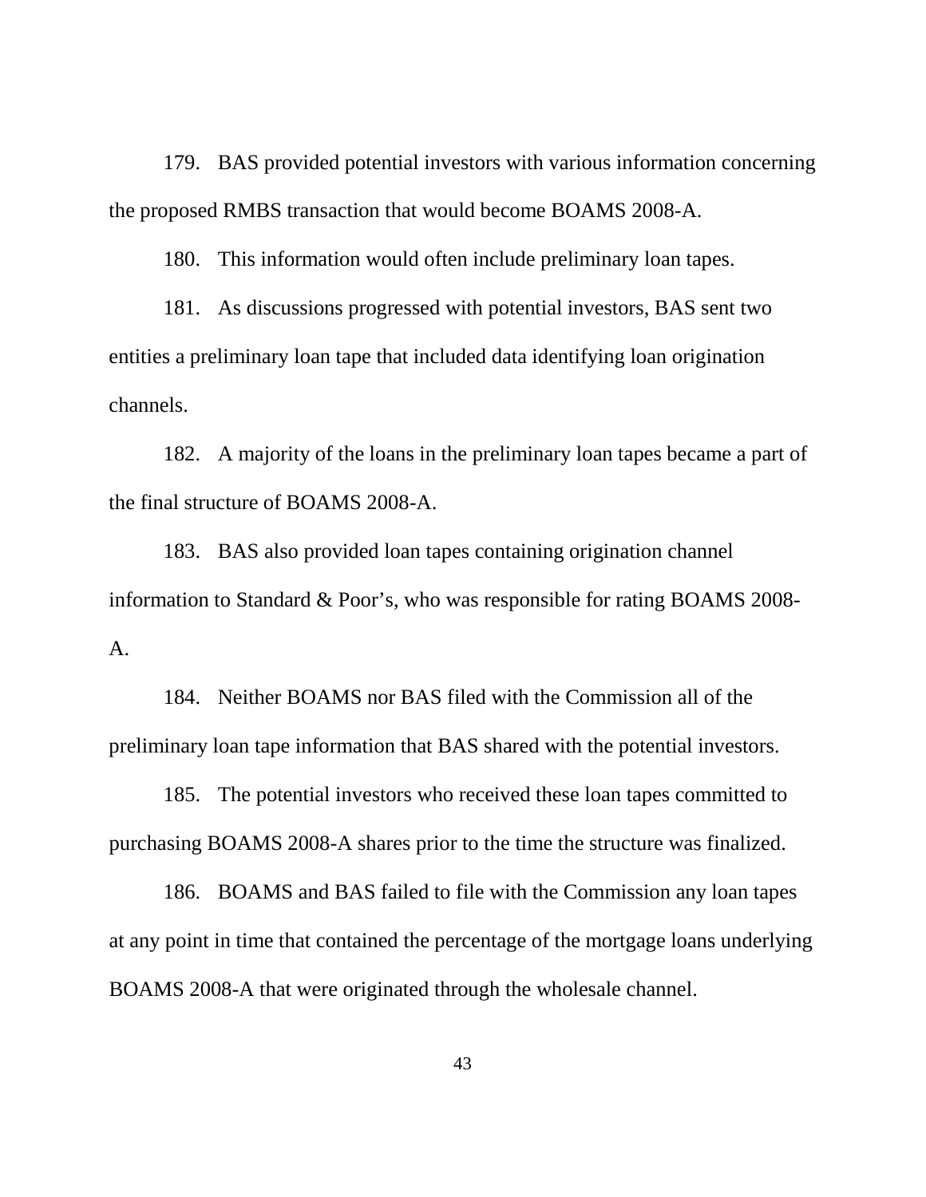179. BAS provided potential investors with various information concerning the proposed RMBS transaction that would become BOAMS 2008-A.

180. This information would often include preliminary loan tapes.

181. As discussions progressed with potential investors, BAS sent two entities a preliminary loan tape that included data identifying loan origination channels.

182. A majority of the loans in the preliminary loan tapes became a part of the final structure of BOAMS 2008-A.

183. BAS also provided loan tapes containing origination channel information to Standard & Poor's, who was responsible for rating BOAMS 2008-A.

184. Neither BOAMS nor BAS filed with the Commission all of the preliminary loan tape information that BAS shared with the potential investors.

185. The potential investors who received these loan tapes committed to purchasing BOAMS 2008-A shares prior to the time the structure was finalized.

186. BOAMS and BAS failed to file with the Commission any loan tapes at any point in time that contained the percentage of the mortgage loans underlying BOAMS 2008-A that were originated through the wholesale channel.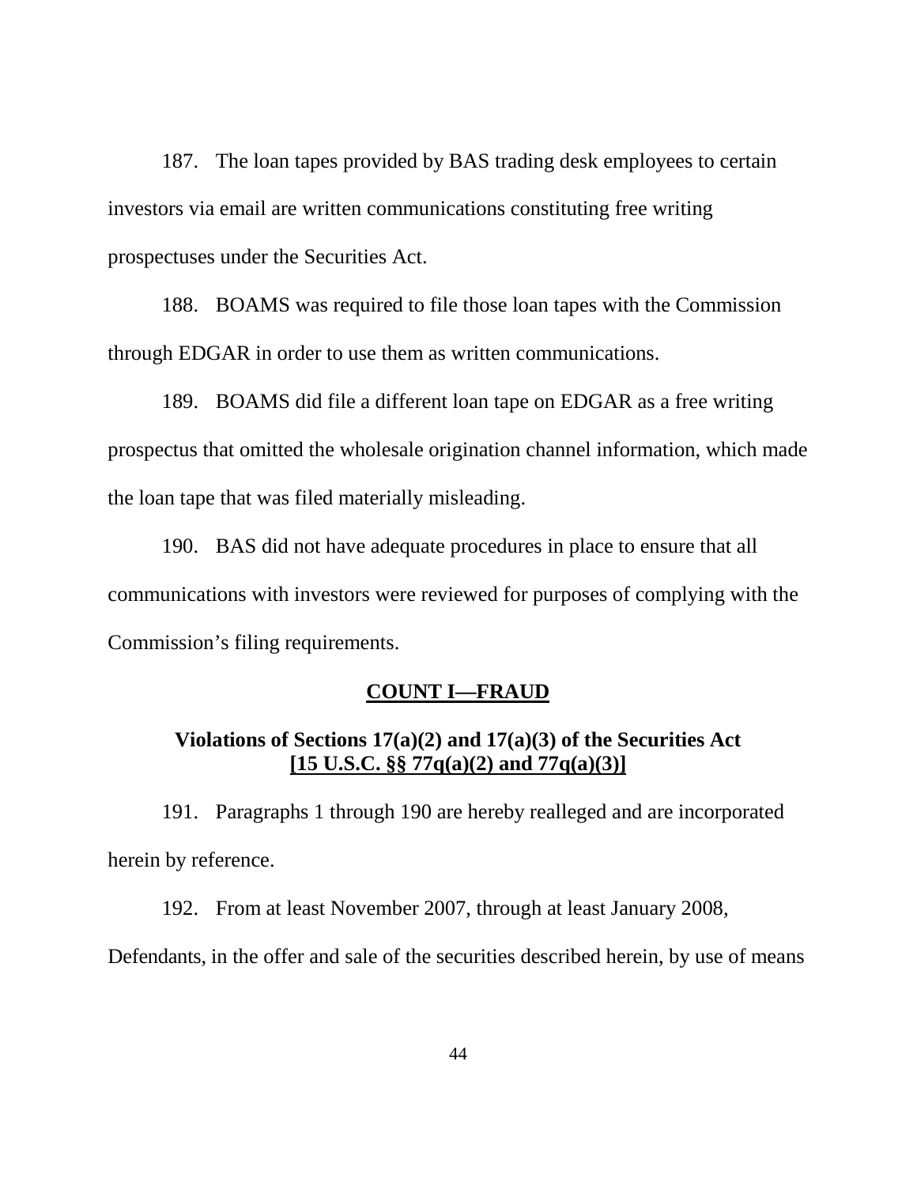187. The loan tapes provided by BAS trading desk employees to certain investors via email are written communications constituting free writing prospectuses under the Securities Act.

188. BOAMS was required to file those loan tapes with the Commission through EDGAR in order to use them as written communications.

189. BOAMS did file a different loan tape on EDGAR as a free writing prospectus that omitted the wholesale origination channel information, which made the loan tape that was filed materially misleading.

190. BAS did not have adequate procedures in place to ensure that all communications with investors were reviewed for purposes of complying with the Commission's filing requirements.

## COUNT I—FRAUD

### Violations of Sections 17(a)(2) and 17(a)(3) of the Securities Act [15 U.S.C. §§ 77q(a)(2) and 77q(a)(3)]

191. Paragraphs 1 through 190 are hereby realleged and are incorporated herein by reference.

192. From at least November 2007, through at least January 2008, Defendants, in the offer and sale of the securities described herein, by use of means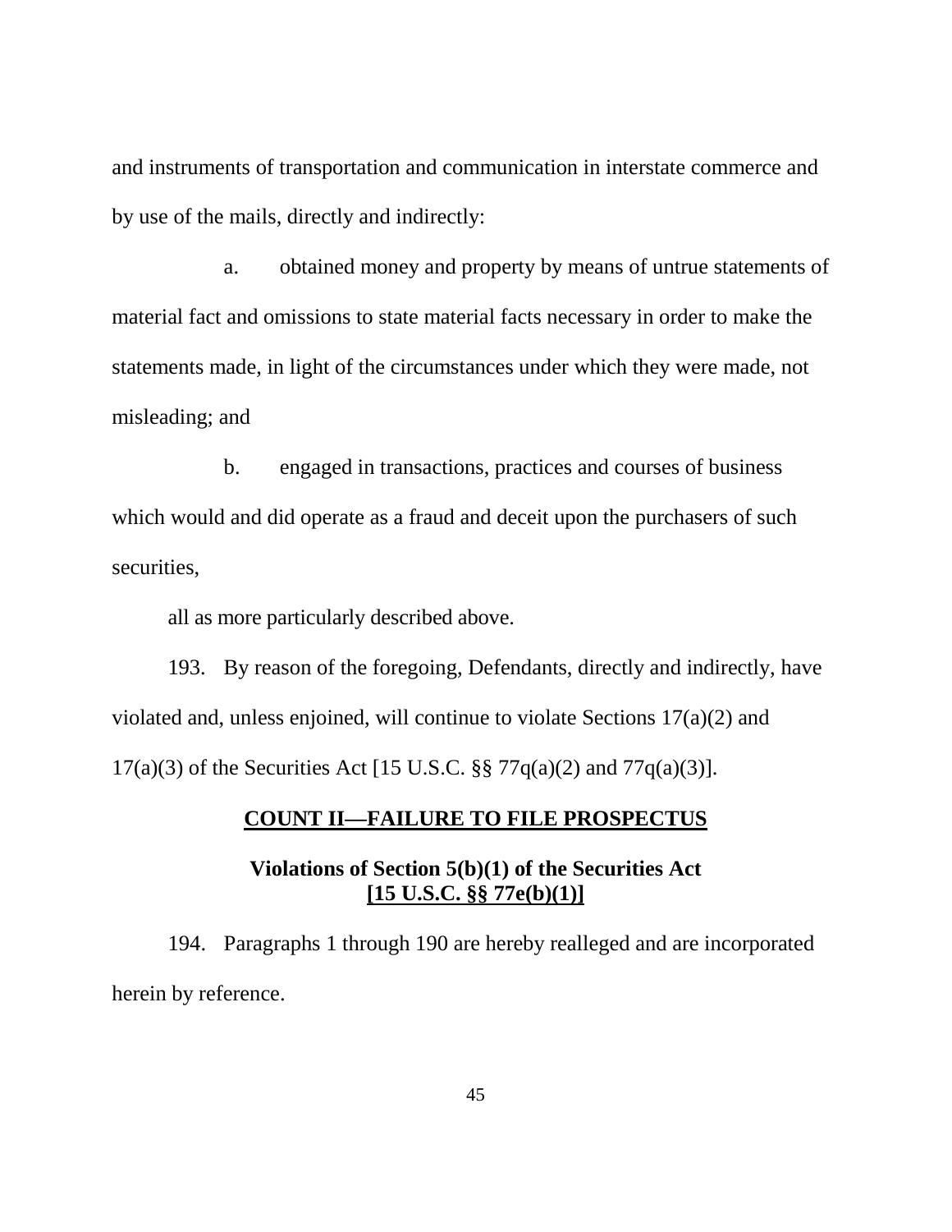and instruments of transportation and communication in interstate commerce and by use of the mails, directly and indirectly:

a. obtained money and property by means of untrue statements of material fact and omissions to state material facts necessary in order to make the statements made, in light of the circumstances under which they were made, not misleading; and

b. engaged in transactions, practices and courses of business which would and did operate as a fraud and deceit upon the purchasers of such securities,

all as more particularly described above.

193. By reason of the foregoing, Defendants, directly and indirectly, have violated and, unless enjoined, will continue to violate Sections 17(a)(2) and 17(a)(3) of the Securities Act [15 U.S.C. §§ 77q(a)(2) and 77q(a)(3)].

**COUNT II—FAILURE TO FILE PROSPECTUS**

**Violations of Section 5(b)(1) of the Securities Act**
**[15 U.S.C. §§ 77e(b)(1)]**

194. Paragraphs 1 through 190 are hereby realleged and are incorporated herein by reference.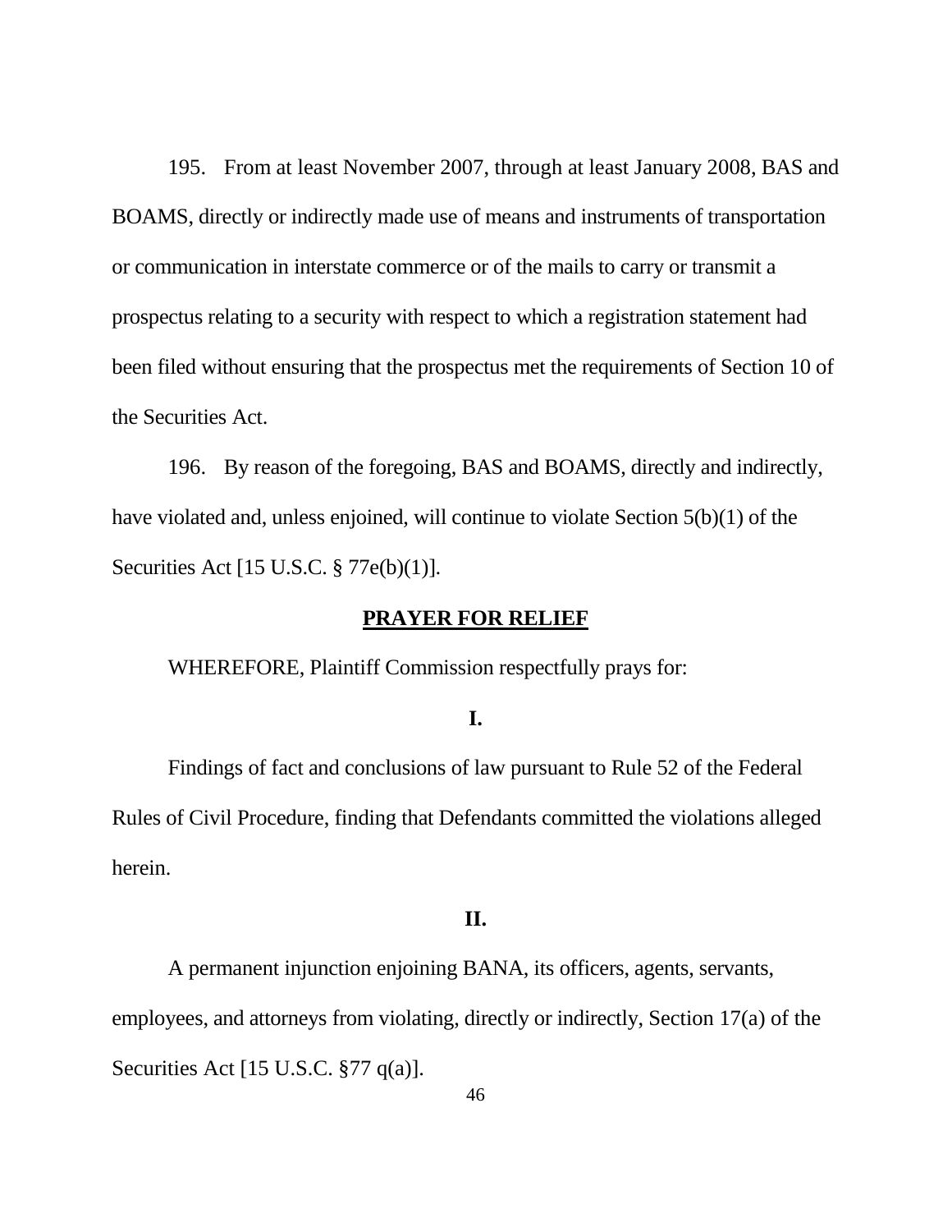195. From at least November 2007, through at least January 2008, BAS and BOAMS, directly or indirectly made use of means and instruments of transportation or communication in interstate commerce or of the mails to carry or transmit a prospectus relating to a security with respect to which a registration statement had been filed without ensuring that the prospectus met the requirements of Section 10 of the Securities Act.

196. By reason of the foregoing, BAS and BOAMS, directly and indirectly, have violated and, unless enjoined, will continue to violate Section 5(b)(1) of the Securities Act [15 U.S.C. § 77e(b)(1)].

## PRAYER FOR RELIEF

WHEREFORE, Plaintiff Commission respectfully prays for:

**I.**

Findings of fact and conclusions of law pursuant to Rule 52 of the Federal Rules of Civil Procedure, finding that Defendants committed the violations alleged herein.

**II.**

A permanent injunction enjoining BANA, its officers, agents, servants, employees, and attorneys from violating, directly or indirectly, Section 17(a) of the Securities Act [15 U.S.C. §77 q(a)].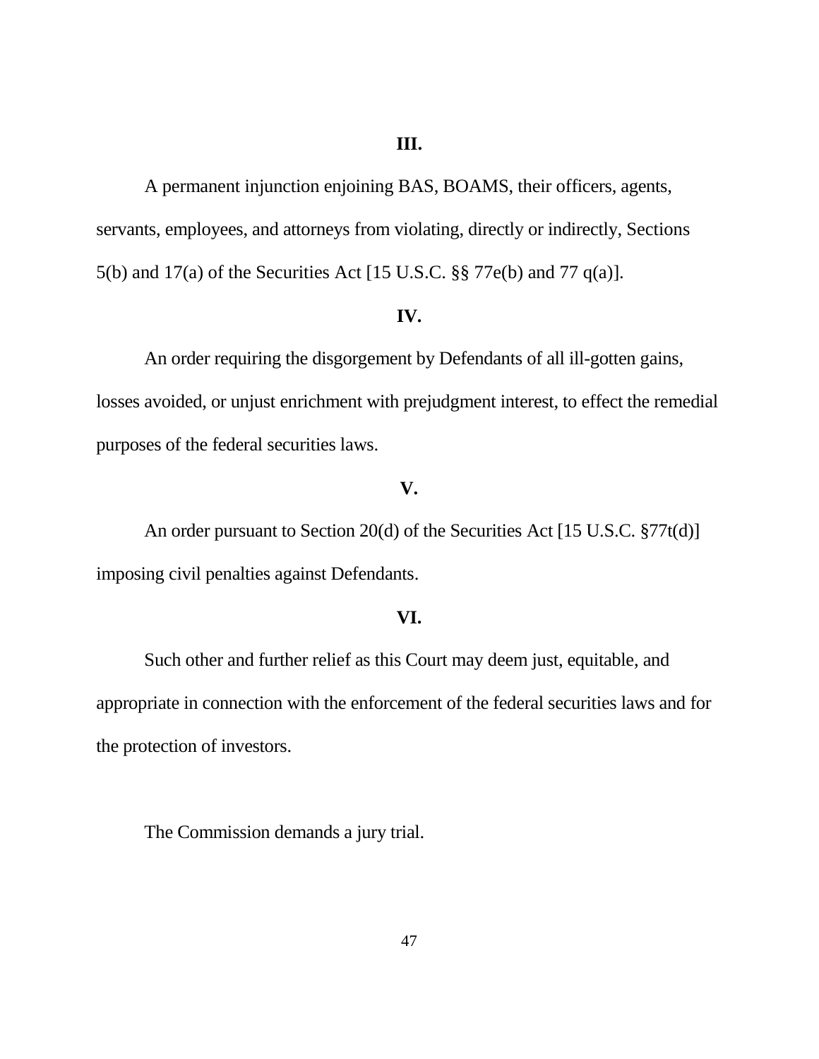**III.**

A permanent injunction enjoining BAS, BOAMS, their officers, agents, servants, employees, and attorneys from violating, directly or indirectly, Sections 5(b) and 17(a) of the Securities Act [15 U.S.C. §§ 77e(b) and 77 q(a)].

**IV.**

An order requiring the disgorgement by Defendants of all ill-gotten gains, losses avoided, or unjust enrichment with prejudgment interest, to effect the remedial purposes of the federal securities laws.

**V.**

An order pursuant to Section 20(d) of the Securities Act [15 U.S.C. §77t(d)] imposing civil penalties against Defendants.

**VI.**

Such other and further relief as this Court may deem just, equitable, and appropriate in connection with the enforcement of the federal securities laws and for the protection of investors.

The Commission demands a jury trial.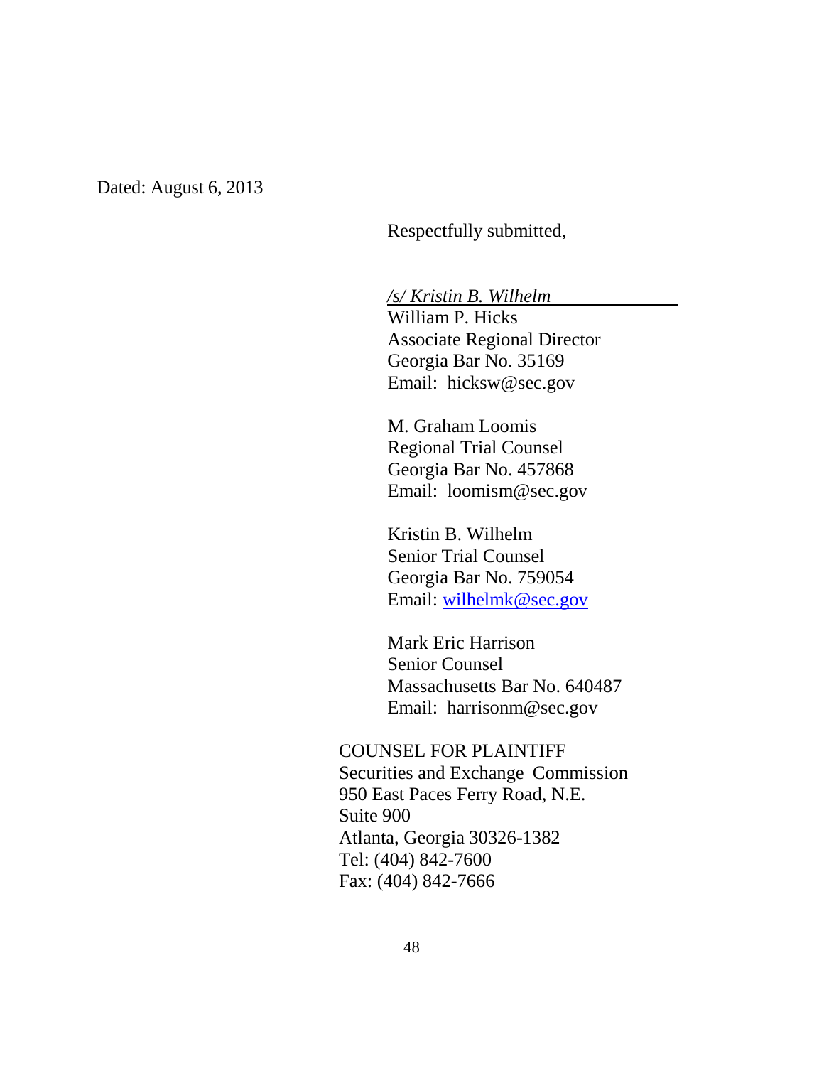Dated: August 6, 2013

Respectfully submitted,

*/s/ Kristin B. Wilhelm*
William P. Hicks
Associate Regional Director
Georgia Bar No. 35169
Email: hicksw@sec.gov

M. Graham Loomis
Regional Trial Counsel
Georgia Bar No. 457868
Email: loomism@sec.gov

Kristin B. Wilhelm
Senior Trial Counsel
Georgia Bar No. 759054
Email: wilhelmk@sec.gov

Mark Eric Harrison
Senior Counsel
Massachusetts Bar No. 640487
Email: harrisonm@sec.gov

COUNSEL FOR PLAINTIFF
Securities and Exchange Commission
950 East Paces Ferry Road, N.E.
Suite 900
Atlanta, Georgia 30326-1382
Tel: (404) 842-7600
Fax: (404) 842-7666